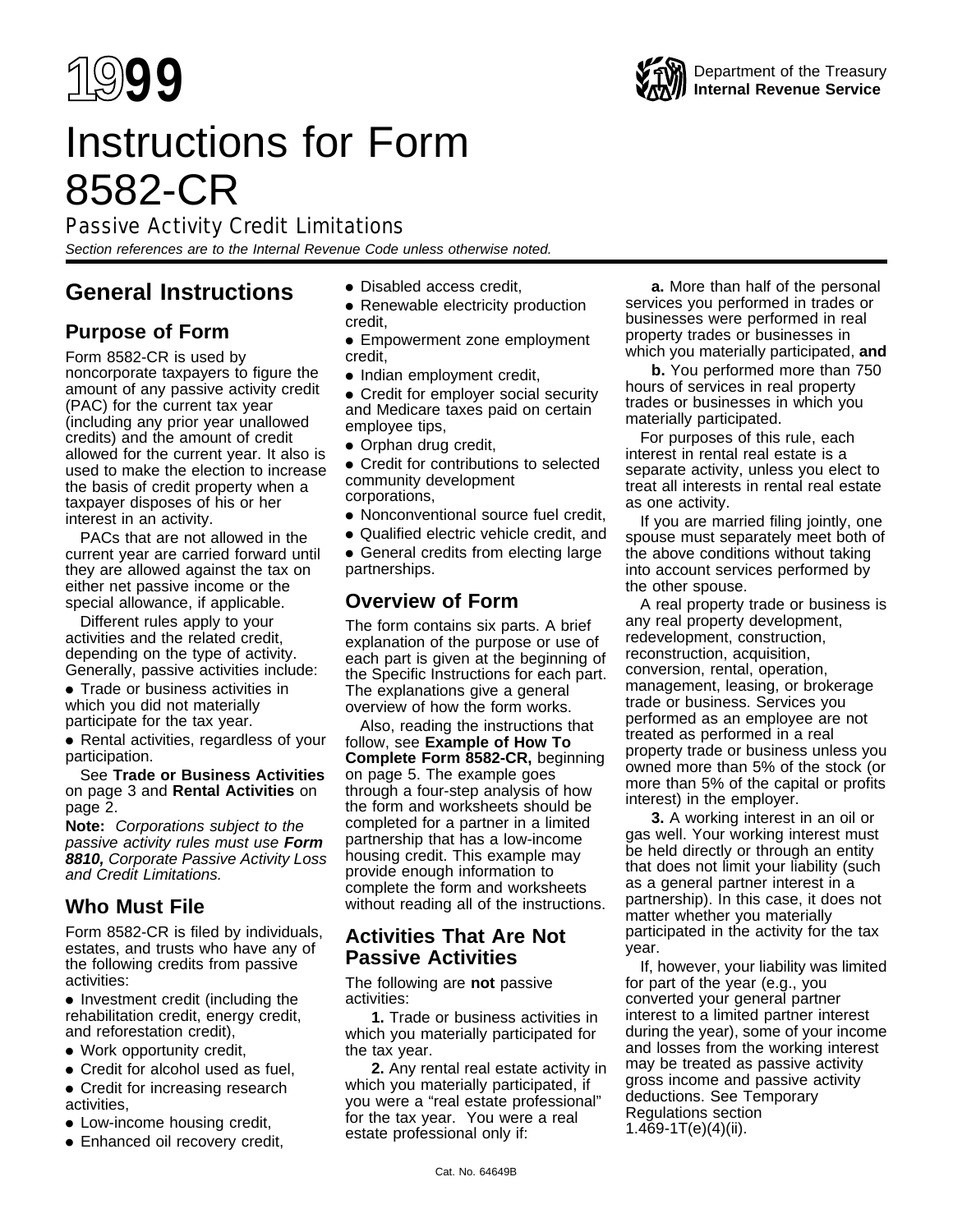1999

Department of the Treasury
**Internal Revenue Service**

# Instructions for Form 8582-CR

Passive Activity Credit Limitations

*Section references are to the Internal Revenue Code unless otherwise noted.*

## General Instructions

### Purpose of Form

Form 8582-CR is used by noncorporate taxpayers to figure the amount of any passive activity credit (PAC) for the current tax year (including any prior year unallowed credits) and the amount of credit allowed for the current year. It also is used to make the election to increase the basis of credit property when a taxpayer disposes of his or her interest in an activity.

PACs that are not allowed in the current year are carried forward until they are allowed against the tax on either net passive income or the special allowance, if applicable.

Different rules apply to your activities and the related credit, depending on the type of activity. Generally, passive activities include:

- Trade or business activities in which you did not materially participate for the tax year.
- Rental activities, regardless of your participation.

See **Trade or Business Activities** on page 3 and **Rental Activities** on page 2.

**Note:** *Corporations subject to the passive activity rules must use* ***Form 8810,*** *Corporate Passive Activity Loss and Credit Limitations.*

### Who Must File

Form 8582-CR is filed by individuals, estates, and trusts who have any of the following credits from passive activities:

- Investment credit (including the rehabilitation credit, energy credit, and reforestation credit),
- Work opportunity credit,
- Credit for alcohol used as fuel,
- Credit for increasing research activities,
- Low-income housing credit,
- Enhanced oil recovery credit,
- Disabled access credit,
- Renewable electricity production credit,
- Empowerment zone employment credit,
- Indian employment credit,
- Credit for employer social security and Medicare taxes paid on certain employee tips,
- Orphan drug credit,
- Credit for contributions to selected community development corporations,
- Nonconventional source fuel credit,
- Qualified electric vehicle credit, and
- General credits from electing large partnerships.

### Overview of Form

The form contains six parts. A brief explanation of the purpose or use of each part is given at the beginning of the Specific Instructions for each part. The explanations give a general overview of how the form works.

Also, reading the instructions that follow, see **Example of How To Complete Form 8582-CR,** beginning on page 5. The example goes through a four-step analysis of how the form and worksheets should be completed for a partner in a limited partnership that has a low-income housing credit. This example may provide enough information to complete the form and worksheets without reading all of the instructions.

### Activities That Are Not Passive Activities

The following are **not** passive activities:

**1.** Trade or business activities in which you materially participated for the tax year.

**2.** Any rental real estate activity in which you materially participated, if you were a "real estate professional" for the tax year. You were a real estate professional only if:

**a.** More than half of the personal services you performed in trades or businesses were performed in real property trades or businesses in which you materially participated, **and**

**b.** You performed more than 750 hours of services in real property trades or businesses in which you materially participated.

For purposes of this rule, each interest in rental real estate is a separate activity, unless you elect to treat all interests in rental real estate as one activity.

If you are married filing jointly, one spouse must separately meet both of the above conditions without taking into account services performed by the other spouse.

A real property trade or business is any real property development, redevelopment, construction, reconstruction, acquisition, conversion, rental, operation, management, leasing, or brokerage trade or business. Services you performed as an employee are not treated as performed in a real property trade or business unless you owned more than 5% of the stock (or more than 5% of the capital or profits interest) in the employer.

**3.** A working interest in an oil or gas well. Your working interest must be held directly or through an entity that does not limit your liability (such as a general partner interest in a partnership). In this case, it does not matter whether you materially participated in the activity for the tax year.

If, however, your liability was limited for part of the year (e.g., you converted your general partner interest to a limited partner interest during the year), some of your income and losses from the working interest may be treated as passive activity gross income and passive activity deductions. See Temporary Regulations section 1.469-1T(e)(4)(ii).

Cat. No. 64649B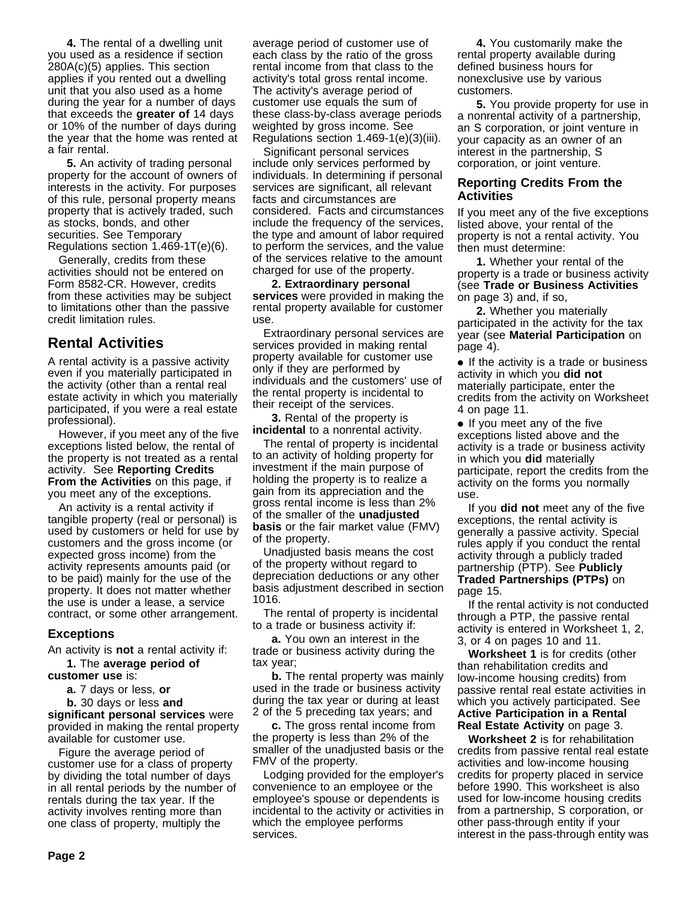**4.** The rental of a dwelling unit you used as a residence if section 280A(c)(5) applies. This section applies if you rented out a dwelling unit that you also used as a home during the year for a number of days that exceeds the **greater of** 14 days or 10% of the number of days during the year that the home was rented at a fair rental.

**5.** An activity of trading personal property for the account of owners of interests in the activity. For purposes of this rule, personal property means property that is actively traded, such as stocks, bonds, and other securities. See Temporary Regulations section 1.469-1T(e)(6).

Generally, credits from these activities should not be entered on Form 8582-CR. However, credits from these activities may be subject to limitations other than the passive credit limitation rules.

## Rental Activities

A rental activity is a passive activity even if you materially participated in the activity (other than a rental real estate activity in which you materially participated, if you were a real estate professional).

However, if you meet any of the five exceptions listed below, the rental of the property is not treated as a rental activity. See **Reporting Credits From the Activities** on this page, if you meet any of the exceptions.

An activity is a rental activity if tangible property (real or personal) is used by customers or held for use by customers and the gross income (or expected gross income) from the activity represents amounts paid (or to be paid) mainly for the use of the property. It does not matter whether the use is under a lease, a service contract, or some other arrangement.

### Exceptions

An activity is **not** a rental activity if:

**1.** The **average period of customer use** is:

**a.** 7 days or less, **or**

**b.** 30 days or less **and significant personal services** were provided in making the rental property available for customer use.

Figure the average period of customer use for a class of property by dividing the total number of days in all rental periods by the number of rentals during the tax year. If the activity involves renting more than one class of property, multiply the average period of customer use of each class by the ratio of the gross rental income from that class to the activity's total gross rental income. The activity's average period of customer use equals the sum of these class-by-class average periods weighted by gross income. See Regulations section 1.469-1(e)(3)(iii).

Significant personal services include only services performed by individuals. In determining if personal services are significant, all relevant facts and circumstances are considered. Facts and circumstances include the frequency of the services, the type and amount of labor required to perform the services, and the value of the services relative to the amount charged for use of the property.

**2. Extraordinary personal services** were provided in making the rental property available for customer use.

Extraordinary personal services are services provided in making rental property available for customer use only if they are performed by individuals and the customers' use of the rental property is incidental to their receipt of the services.

**3.** Rental of the property is **incidental** to a nonrental activity.

The rental of property is incidental to an activity of holding property for investment if the main purpose of holding the property is to realize a gain from its appreciation and the gross rental income is less than 2% of the smaller of the **unadjusted basis** or the fair market value (FMV) of the property.

Unadjusted basis means the cost of the property without regard to depreciation deductions or any other basis adjustment described in section 1016.

The rental of property is incidental to a trade or business activity if:

**a.** You own an interest in the trade or business activity during the tax year;

**b.** The rental property was mainly used in the trade or business activity during the tax year or during at least 2 of the 5 preceding tax years; and

**c.** The gross rental income from the property is less than 2% of the smaller of the unadjusted basis or the FMV of the property.

Lodging provided for the employer's convenience to an employee or the employee's spouse or dependents is incidental to the activity or activities in which the employee performs services.

**4.** You customarily make the rental property available during defined business hours for nonexclusive use by various customers.

**5.** You provide property for use in a nonrental activity of a partnership, an S corporation, or joint venture in your capacity as an owner of an interest in the partnership, S corporation, or joint venture.

### Reporting Credits From the Activities

If you meet any of the five exceptions listed above, your rental of the property is not a rental activity. You then must determine:

**1.** Whether your rental of the property is a trade or business activity (see **Trade or Business Activities** on page 3) and, if so,

**2.** Whether you materially participated in the activity for the tax year (see **Material Participation** on page 4).

- If the activity is a trade or business activity in which you **did not** materially participate, enter the credits from the activity on Worksheet 4 on page 11.
- If you meet any of the five exceptions listed above and the activity is a trade or business activity in which you **did** materially participate, report the credits from the activity on the forms you normally use.

If you **did not** meet any of the five exceptions, the rental activity is generally a passive activity. Special rules apply if you conduct the rental activity through a publicly traded partnership (PTP). See **Publicly Traded Partnerships (PTPs)** on page 15.

If the rental activity is not conducted through a PTP, the passive rental activity is entered in Worksheet 1, 2, 3, or 4 on pages 10 and 11.

**Worksheet 1** is for credits (other than rehabilitation credits and low-income housing credits) from passive rental real estate activities in which you actively participated. See **Active Participation in a Rental Real Estate Activity** on page 3.

**Worksheet 2** is for rehabilitation credits from passive rental real estate activities and low-income housing credits for property placed in service before 1990. This worksheet is also used for low-income housing credits from a partnership, S corporation, or other pass-through entity if your interest in the pass-through entity was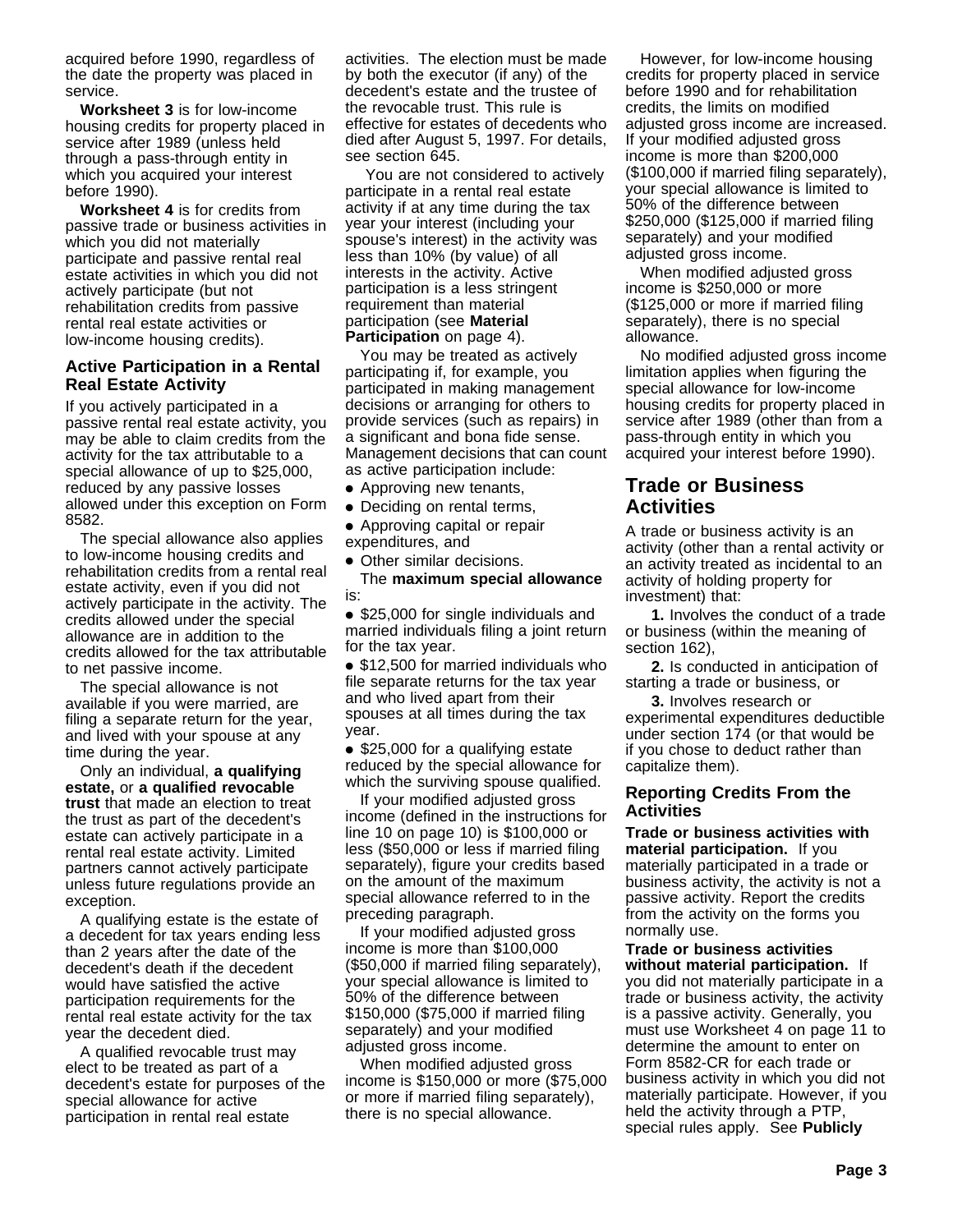acquired before 1990, regardless of the date the property was placed in service.

**Worksheet 3** is for low-income housing credits for property placed in service after 1989 (unless held through a pass-through entity in which you acquired your interest before 1990).

**Worksheet 4** is for credits from passive trade or business activities in which you did not materially participate and passive rental real estate activities in which you did not actively participate (but not rehabilitation credits from passive rental real estate activities or low-income housing credits).

### Active Participation in a Rental Real Estate Activity

If you actively participated in a passive rental real estate activity, you may be able to claim credits from the activity for the tax attributable to a special allowance of up to $25,000, reduced by any passive losses allowed under this exception on Form 8582.

The special allowance also applies to low-income housing credits and rehabilitation credits from a rental real estate activity, even if you did not actively participate in the activity. The credits allowed under the special allowance are in addition to the credits allowed for the tax attributable to net passive income.

The special allowance is not available if you were married, are filing a separate return for the year, and lived with your spouse at any time during the year.

Only an individual, **a qualifying estate,** or **a qualified revocable trust** that made an election to treat the trust as part of the decedent's estate can actively participate in a rental real estate activity. Limited partners cannot actively participate unless future regulations provide an exception.

A qualifying estate is the estate of a decedent for tax years ending less than 2 years after the date of the decedent's death if the decedent would have satisfied the active participation requirements for the rental real estate activity for the tax year the decedent died.

A qualified revocable trust may elect to be treated as part of a decedent's estate for purposes of the special allowance for active participation in rental real estate activities. The election must be made by both the executor (if any) of the decedent's estate and the trustee of the revocable trust. This rule is effective for estates of decedents who died after August 5, 1997. For details, see section 645.

You are not considered to actively participate in a rental real estate activity if at any time during the tax year your interest (including your spouse's interest) in the activity was less than 10% (by value) of all interests in the activity. Active participation is a less stringent requirement than material participation (see **Material Participation** on page 4).

You may be treated as actively participating if, for example, you participated in making management decisions or arranging for others to provide services (such as repairs) in a significant and bona fide sense. Management decisions that can count as active participation include:

- Approving new tenants,
- Deciding on rental terms,
- Approving capital or repair expenditures, and
- Other similar decisions.

The **maximum special allowance** is:

- $25,000 for single individuals and married individuals filing a joint return for the tax year.
- $12,500 for married individuals who file separate returns for the tax year and who lived apart from their spouses at all times during the tax year.
- $25,000 for a qualifying estate reduced by the special allowance for which the surviving spouse qualified.

If your modified adjusted gross income (defined in the instructions for line 10 on page 10) is $100,000 or less ($50,000 or less if married filing separately), figure your credits based on the amount of the maximum special allowance referred to in the preceding paragraph.

If your modified adjusted gross income is more than $100,000 ($50,000 if married filing separately), your special allowance is limited to 50% of the difference between $150,000 ($75,000 if married filing separately) and your modified adjusted gross income.

When modified adjusted gross income is $150,000 or more ($75,000 or more if married filing separately), there is no special allowance.

However, for low-income housing credits for property placed in service before 1990 and for rehabilitation credits, the limits on modified adjusted gross income are increased. If your modified adjusted gross income is more than $200,000 ($100,000 if married filing separately), your special allowance is limited to 50% of the difference between $250,000 ($125,000 if married filing separately) and your modified adjusted gross income.

When modified adjusted gross income is $250,000 or more ($125,000 or more if married filing separately), there is no special allowance.

No modified adjusted gross income limitation applies when figuring the special allowance for low-income housing credits for property placed in service after 1989 (other than from a pass-through entity in which you acquired your interest before 1990).

## Trade or Business Activities

A trade or business activity is an activity (other than a rental activity or an activity treated as incidental to an activity of holding property for investment) that:

**1.** Involves the conduct of a trade or business (within the meaning of section 162),

**2.** Is conducted in anticipation of starting a trade or business, or

**3.** Involves research or experimental expenditures deductible under section 174 (or that would be if you chose to deduct rather than capitalize them).

### Reporting Credits From the Activities

**Trade or business activities with material participation.** If you materially participated in a trade or business activity, the activity is not a passive activity. Report the credits from the activity on the forms you normally use.

**Trade or business activities without material participation.** If you did not materially participate in a trade or business activity, the activity is a passive activity. Generally, you must use Worksheet 4 on page 11 to determine the amount to enter on Form 8582-CR for each trade or business activity in which you did not materially participate. However, if you held the activity through a PTP, special rules apply. See **Publicly**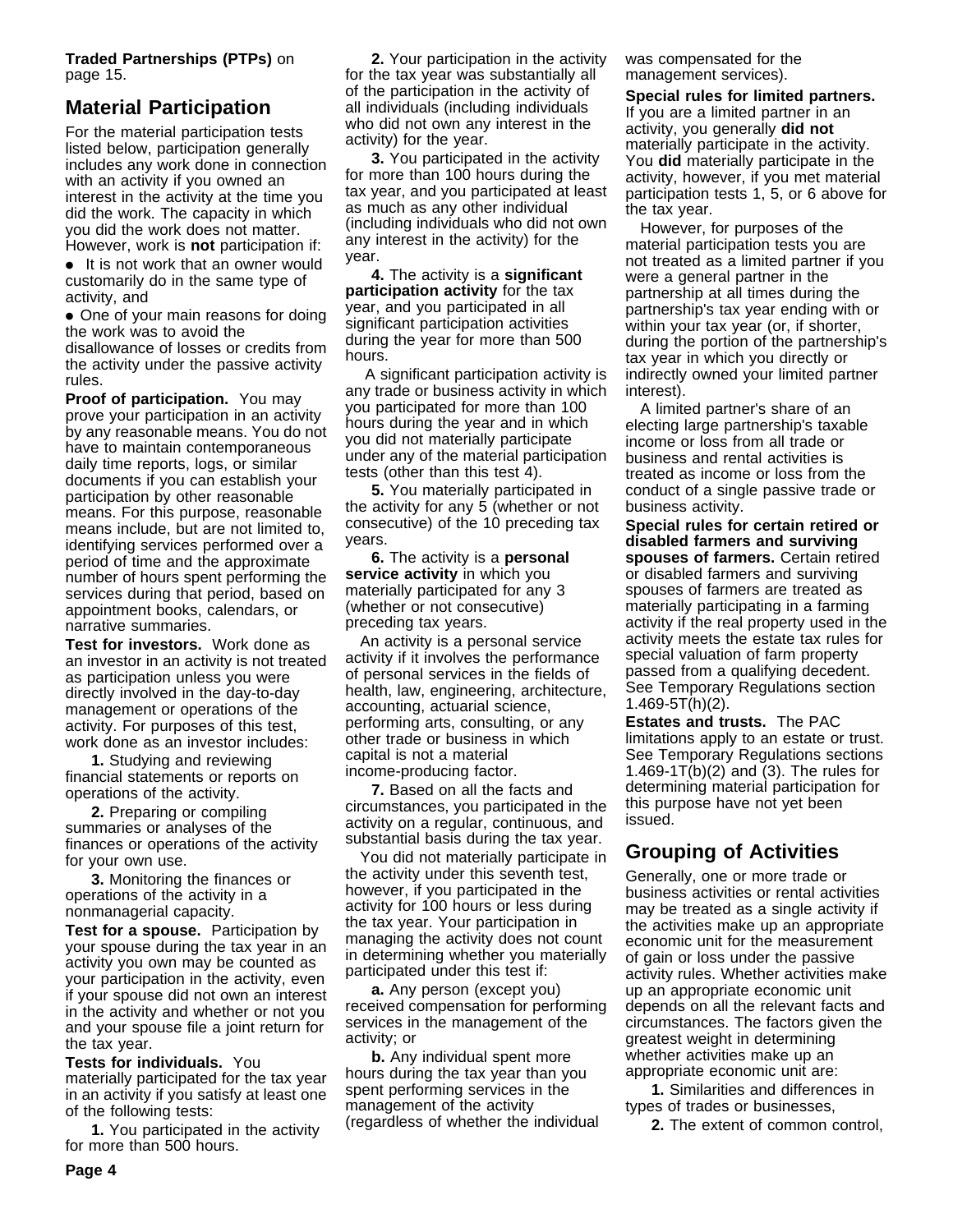**Traded Partnerships (PTPs)** on page 15.

## Material Participation

For the material participation tests listed below, participation generally includes any work done in connection with an activity if you owned an interest in the activity at the time you did the work. The capacity in which you did the work does not matter. However, work is **not** participation if:

- It is not work that an owner would customarily do in the same type of activity, and
- One of your main reasons for doing the work was to avoid the disallowance of losses or credits from the activity under the passive activity rules.

**Proof of participation.** You may prove your participation in an activity by any reasonable means. You do not have to maintain contemporaneous daily time reports, logs, or similar documents if you can establish your participation by other reasonable means. For this purpose, reasonable means include, but are not limited to, identifying services performed over a period of time and the approximate number of hours spent performing the services during that period, based on appointment books, calendars, or narrative summaries.

**Test for investors.** Work done as an investor in an activity is not treated as participation unless you were directly involved in the day-to-day management or operations of the activity. For purposes of this test, work done as an investor includes:

**1.** Studying and reviewing financial statements or reports on operations of the activity.

**2.** Preparing or compiling summaries or analyses of the finances or operations of the activity for your own use.

**3.** Monitoring the finances or operations of the activity in a nonmanagerial capacity.

**Test for a spouse.** Participation by your spouse during the tax year in an activity you own may be counted as your participation in the activity, even if your spouse did not own an interest in the activity and whether or not you and your spouse file a joint return for the tax year.

**Tests for individuals.** You materially participated for the tax year in an activity if you satisfy at least one of the following tests:

**1.** You participated in the activity for more than 500 hours.

**2.** Your participation in the activity for the tax year was substantially all of the participation in the activity of all individuals (including individuals who did not own any interest in the activity) for the year.

**3.** You participated in the activity for more than 100 hours during the tax year, and you participated at least as much as any other individual (including individuals who did not own any interest in the activity) for the year.

**4.** The activity is a **significant participation activity** for the tax year, and you participated in all significant participation activities during the year for more than 500 hours.

A significant participation activity is any trade or business activity in which you participated for more than 100 hours during the year and in which you did not materially participate under any of the material participation tests (other than this test 4).

**5.** You materially participated in the activity for any 5 (whether or not consecutive) of the 10 preceding tax years.

**6.** The activity is a **personal service activity** in which you materially participated for any 3 (whether or not consecutive) preceding tax years.

An activity is a personal service activity if it involves the performance of personal services in the fields of health, law, engineering, architecture, accounting, actuarial science, performing arts, consulting, or any other trade or business in which capital is not a material income-producing factor.

**7.** Based on all the facts and circumstances, you participated in the activity on a regular, continuous, and substantial basis during the tax year.

You did not materially participate in the activity under this seventh test, however, if you participated in the activity for 100 hours or less during the tax year. Your participation in managing the activity does not count in determining whether you materially participated under this test if:

**a.** Any person (except you) received compensation for performing services in the management of the activity; or

**b.** Any individual spent more hours during the tax year than you spent performing services in the management of the activity (regardless of whether the individual was compensated for the management services).

**Special rules for limited partners.** If you are a limited partner in an activity, you generally **did not** materially participate in the activity. You **did** materially participate in the activity, however, if you met material participation tests 1, 5, or 6 above for the tax year.

However, for purposes of the material participation tests you are not treated as a limited partner if you were a general partner in the partnership at all times during the partnership's tax year ending with or within your tax year (or, if shorter, during the portion of the partnership's tax year in which you directly or indirectly owned your limited partner interest).

A limited partner's share of an electing large partnership's taxable income or loss from all trade or business and rental activities is treated as income or loss from the conduct of a single passive trade or business activity.

**Special rules for certain retired or disabled farmers and surviving spouses of farmers.** Certain retired or disabled farmers and surviving spouses of farmers are treated as materially participating in a farming activity if the real property used in the activity meets the estate tax rules for special valuation of farm property passed from a qualifying decedent. See Temporary Regulations section 1.469-5T(h)(2).

**Estates and trusts.** The PAC limitations apply to an estate or trust. See Temporary Regulations sections 1.469-1T(b)(2) and (3). The rules for determining material participation for this purpose have not yet been issued.

## Grouping of Activities

Generally, one or more trade or business activities or rental activities may be treated as a single activity if the activities make up an appropriate economic unit for the measurement of gain or loss under the passive activity rules. Whether activities make up an appropriate economic unit depends on all the relevant facts and circumstances. The factors given the greatest weight in determining whether activities make up an appropriate economic unit are:

**1.** Similarities and differences in types of trades or businesses,

**2.** The extent of common control,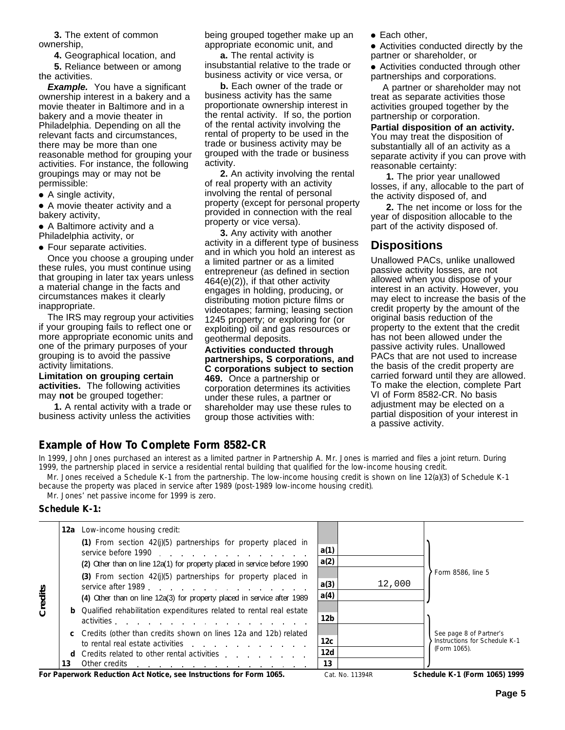**3.** The extent of common ownership,

**4.** Geographical location, and

**5.** Reliance between or among the activities.

***Example.*** You have a significant ownership interest in a bakery and a movie theater in Baltimore and in a bakery and a movie theater in Philadelphia. Depending on all the relevant facts and circumstances, there may be more than one reasonable method for grouping your activities. For instance, the following groupings may or may not be permissible:

- A single activity,
- A movie theater activity and a bakery activity,
- A Baltimore activity and a Philadelphia activity, or
- Four separate activities.

Once you choose a grouping under these rules, you must continue using that grouping in later tax years unless a material change in the facts and circumstances makes it clearly inappropriate.

The IRS may regroup your activities if your grouping fails to reflect one or more appropriate economic units and one of the primary purposes of your grouping is to avoid the passive activity limitations.

**Limitation on grouping certain activities.** The following activities may **not** be grouped together:

**1.** A rental activity with a trade or business activity unless the activities being grouped together make up an appropriate economic unit, and

**a.** The rental activity is insubstantial relative to the trade or business activity or vice versa, or

**b.** Each owner of the trade or business activity has the same proportionate ownership interest in the rental activity. If so, the portion of the rental activity involving the rental of property to be used in the trade or business activity may be grouped with the trade or business activity.

**2.** An activity involving the rental of real property with an activity involving the rental of personal property (except for personal property provided in connection with the real property or vice versa).

**3.** Any activity with another activity in a different type of business and in which you hold an interest as a limited partner or as a limited entrepreneur (as defined in section 464(e)(2)), if that other activity engages in holding, producing, or distributing motion picture films or videotapes; farming; leasing section 1245 property; or exploring for (or exploiting) oil and gas resources or geothermal deposits.

**Activities conducted through partnerships, S corporations, and C corporations subject to section 469.** Once a partnership or corporation determines its activities under these rules, a partner or shareholder may use these rules to group those activities with:

- Each other,
- Activities conducted directly by the partner or shareholder, or
- Activities conducted through other partnerships and corporations.

A partner or shareholder may not treat as separate activities those activities grouped together by the partnership or corporation.

**Partial disposition of an activity.** You may treat the disposition of substantially all of an activity as a separate activity if you can prove with reasonable certainty:

**1.** The prior year unallowed losses, if any, allocable to the part of the activity disposed of, and

**2.** The net income or loss for the year of disposition allocable to the part of the activity disposed of.

## Dispositions

Unallowed PACs, unlike unallowed passive activity losses, are not allowed when you dispose of your interest in a passive activity. However, you may elect to increase the basis of the credit property by the amount of the original basis reduction of the property to the extent that the credit has not been allowed under the passive activity rules. Unallowed PACs that are not used to increase the basis of the credit property are carried forward until they are allowed. To make the election, complete Part VI of Form 8582-CR. No basis adjustment may be elected on a partial disposition of your interest in a passive activity.

## Example of How To Complete Form 8582-CR

In 1999, John Jones purchased an interest as a limited partner in Partnership A. Mr. Jones is married and files a joint return. During 1999, the partnership placed in service a residential rental building that qualified for the low-income housing credit.

Mr. Jones received a Schedule K-1 from the partnership. The low-income housing credit is shown on line 12(a)(3) of Schedule K-1 because the property was placed in service after 1989 (post-1989 low-income housing credit).

Mr. Jones' net passive income for 1999 is zero.

### Schedule K-1:

| | | | Line | Amount | |
|---|---|---|---|---|---|
| Credits | 12a | Low-income housing credit: | | | |
| | | (1) From section 42(j)(5) partnerships for property placed in service before 1990 | a(1) | | Form 8586, line 5 |
| | | (2) Other than on line 12a(1) for property placed in service before 1990 | a(2) | | |
| | | (3) From section 42(j)(5) partnerships for property placed in service after 1989 | a(3) | 12,000 | |
| | | (4) Other than on line 12a(3) for property placed in service after 1989 | a(4) | | |
| | b | Qualified rehabilitation expenditures related to rental real estate activities | 12b | | See page 8 of Partner's Instructions for Schedule K-1 (Form 1065). |
| | c | Credits (other than credits shown on lines 12a and 12b) related to rental real estate activities | 12c | | |
| | d | Credits related to other rental activities | 12d | | |
| | 13 | Other credits | 13 | | |

For Paperwork Reduction Act Notice, see Instructions for Form 1065. Cat. No. 11394R Schedule K-1 (Form 1065) 1999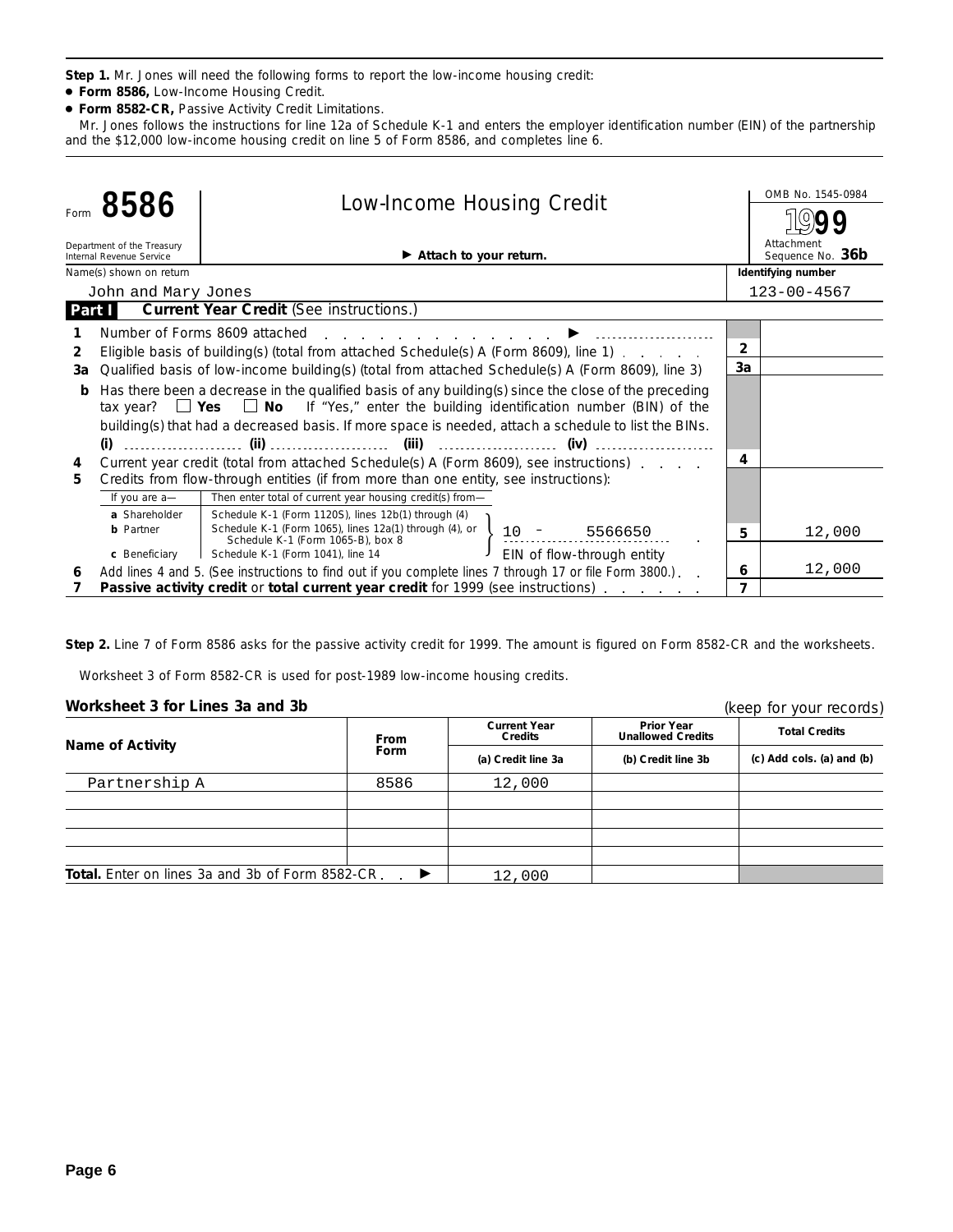**Step 1.** Mr. Jones will need the following forms to report the low-income housing credit:

- **Form 8586,** Low-Income Housing Credit.
- **Form 8582-CR,** Passive Activity Credit Limitations.

Mr. Jones follows the instructions for line 12a of Schedule K-1 and enters the employer identification number (EIN) of the partnership and the $12,000 low-income housing credit on line 5 of Form 8586, and completes line 6.

Form **8586** — **Low-Income Housing Credit** — OMB No. 1545-0984 — **1999**

Department of the Treasury, Internal Revenue Service — ▶ **Attach to your return.** — Attachment Sequence No. **36b**

Name(s) shown on return: John and Mary Jones — **Identifying number:** 123-00-4567

**Part I — Current Year Credit** (See instructions.)

| Line | Description | Line No. | Amount |
|---|---|---|---|
| 1 | Number of Forms 8609 attached ▶ | | |
| 2 | Eligible basis of building(s) (total from attached Schedule(s) A (Form 8609), line 1) | 2 | |
| 3a | Qualified basis of low-income building(s) (total from attached Schedule(s) A (Form 8609), line 3) | 3a | |
| b | Has there been a decrease in the qualified basis of any building(s) since the close of the preceding tax year? ☐ **Yes** ☐ **No** If "Yes," enter the building identification number (BIN) of the building(s) that had a decreased basis. If more space is needed, attach a schedule to list the BINs. **(i)** ______ **(ii)** ______ **(iii)** ______ **(iv)** ______ | | |
| 4 | Current year credit (total from attached Schedule(s) A (Form 8609), see instructions) | 4 | |
| 5 | Credits from flow-through entities (if from more than one entity, see instructions): If you are a— **a** Shareholder: then enter total of current year housing credit(s) from— Schedule K-1 (Form 1120S), lines 12b(1) through (4); **b** Partner: Schedule K-1 (Form 1065), lines 12a(1) through (4), or Schedule K-1 (Form 1065-B), box 8; **c** Beneficiary: Schedule K-1 (Form 1041), line 14 — 10 – 5566650 (EIN of flow-through entity) | 5 | 12,000 |
| 6 | Add lines 4 and 5. (See instructions to find out if you complete lines 7 through 17 or file Form 3800.) | 6 | 12,000 |
| 7 | **Passive activity credit** or **total current year credit** for 1999 (see instructions) | 7 | |

**Step 2.** Line 7 of Form 8586 asks for the passive activity credit for 1999. The amount is figured on Form 8582-CR and the worksheets.

Worksheet 3 of Form 8582-CR is used for post-1989 low-income housing credits.

### Worksheet 3 for Lines 3a and 3b

(keep for your records)

| Name of Activity | From Form | Current Year Credits (a) Credit line 3a | Prior Year Unallowed Credits (b) Credit line 3b | Total Credits (c) Add cols. (a) and (b) |
|---|---|---|---|---|
| Partnership A | 8586 | 12,000 | | |
| | | | | |
| | | | | |
| | | | | |
| | | | | |
| **Total.** Enter on lines 3a and 3b of Form 8582-CR ▶ | | 12,000 | | |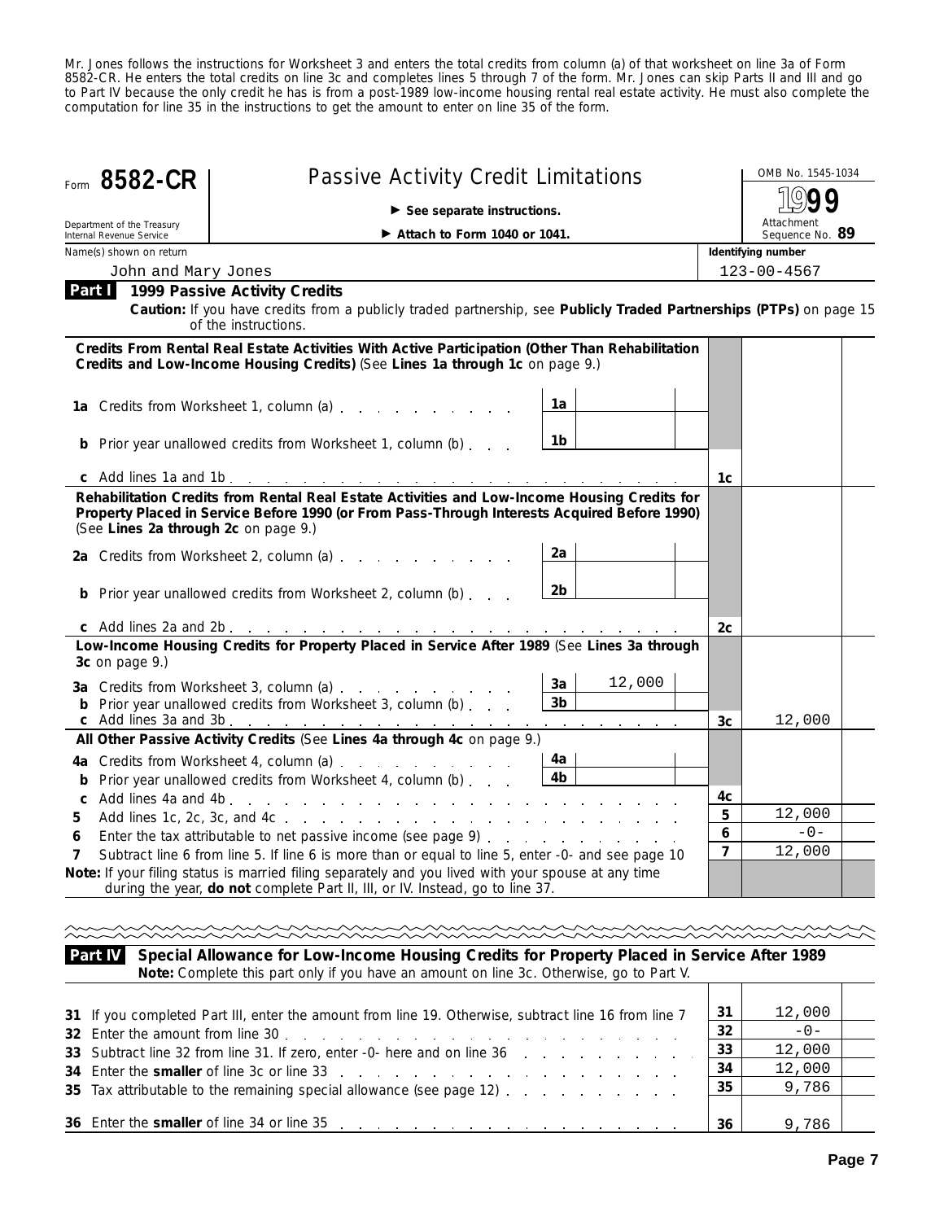Mr. Jones follows the instructions for Worksheet 3 and enters the total credits from column (a) of that worksheet on line 3a of Form 8582-CR. He enters the total credits on line 3c and completes lines 5 through 7 of the form. Mr. Jones can skip Parts II and III and go to Part IV because the only credit he has is from a post-1989 low-income housing rental real estate activity. He must also complete the computation for line 35 in the instructions to get the amount to enter on line 35 of the form.

# Form 8582-CR — Passive Activity Credit Limitations

► See separate instructions.
► Attach to Form 1040 or 1041.

Department of the Treasury, Internal Revenue Service

OMB No. 1545-1034 | 1999 | Attachment Sequence No. 89

Name(s) shown on return: John and Mary Jones | Identifying number: 123-00-4567

## Part I — 1999 Passive Activity Credits

**Caution:** If you have credits from a publicly traded partnership, see **Publicly Traded Partnerships (PTPs)** on page 15 of the instructions.

| Line | Description | | Amount | | Amount |
|---|---|---|---|---|---|
| | **Credits From Rental Real Estate Activities With Active Participation (Other Than Rehabilitation Credits and Low-Income Housing Credits)** (See **Lines 1a through 1c** on page 9.) | | | | |
| 1a | Credits from Worksheet 1, column (a) | 1a | | | |
| b | Prior year unallowed credits from Worksheet 1, column (b) | 1b | | | |
| c | Add lines 1a and 1b | | | 1c | |
| | **Rehabilitation Credits from Rental Real Estate Activities and Low-Income Housing Credits for Property Placed in Service Before 1990 (or From Pass-Through Interests Acquired Before 1990)** (See **Lines 2a through 2c** on page 9.) | | | | |
| 2a | Credits from Worksheet 2, column (a) | 2a | | | |
| b | Prior year unallowed credits from Worksheet 2, column (b) | 2b | | | |
| c | Add lines 2a and 2b | | | 2c | |
| | **Low-Income Housing Credits for Property Placed in Service After 1989** (See **Lines 3a through 3c** on page 9.) | | | | |
| 3a | Credits from Worksheet 3, column (a) | 3a | 12,000 | | |
| b | Prior year unallowed credits from Worksheet 3, column (b) | 3b | | | |
| c | Add lines 3a and 3b | | | 3c | 12,000 |
| | **All Other Passive Activity Credits** (See **Lines 4a through 4c** on page 9.) | | | | |
| 4a | Credits from Worksheet 4, column (a) | 4a | | | |
| b | Prior year unallowed credits from Worksheet 4, column (b) | 4b | | | |
| c | Add lines 4a and 4b | | | 4c | |
| 5 | Add lines 1c, 2c, 3c, and 4c | | | 5 | 12,000 |
| 6 | Enter the tax attributable to net passive income (see page 9) | | | 6 | -0- |
| 7 | Subtract line 6 from line 5. If line 6 is more than or equal to line 5, enter -0- and see page 10 | | | 7 | 12,000 |

**Note:** If your filing status is married filing separately and you lived with your spouse at any time during the year, **do not** complete Part II, III, or IV. Instead, go to line 37.

## Part IV — Special Allowance for Low-Income Housing Credits for Property Placed in Service After 1989

**Note:** Complete this part only if you have an amount on line 3c. Otherwise, go to Part V.

| Line | Description | | Amount |
|---|---|---|---|
| 31 | If you completed Part III, enter the amount from line 19. Otherwise, subtract line 16 from line 7 | 31 | 12,000 |
| 32 | Enter the amount from line 30 | 32 | -0- |
| 33 | Subtract line 32 from line 31. If zero, enter -0- here and on line 36 | 33 | 12,000 |
| 34 | Enter the **smaller** of line 3c or line 33 | 34 | 12,000 |
| 35 | Tax attributable to the remaining special allowance (see page 12) | 35 | 9,786 |
| 36 | Enter the **smaller** of line 34 or line 35 | 36 | 9,786 |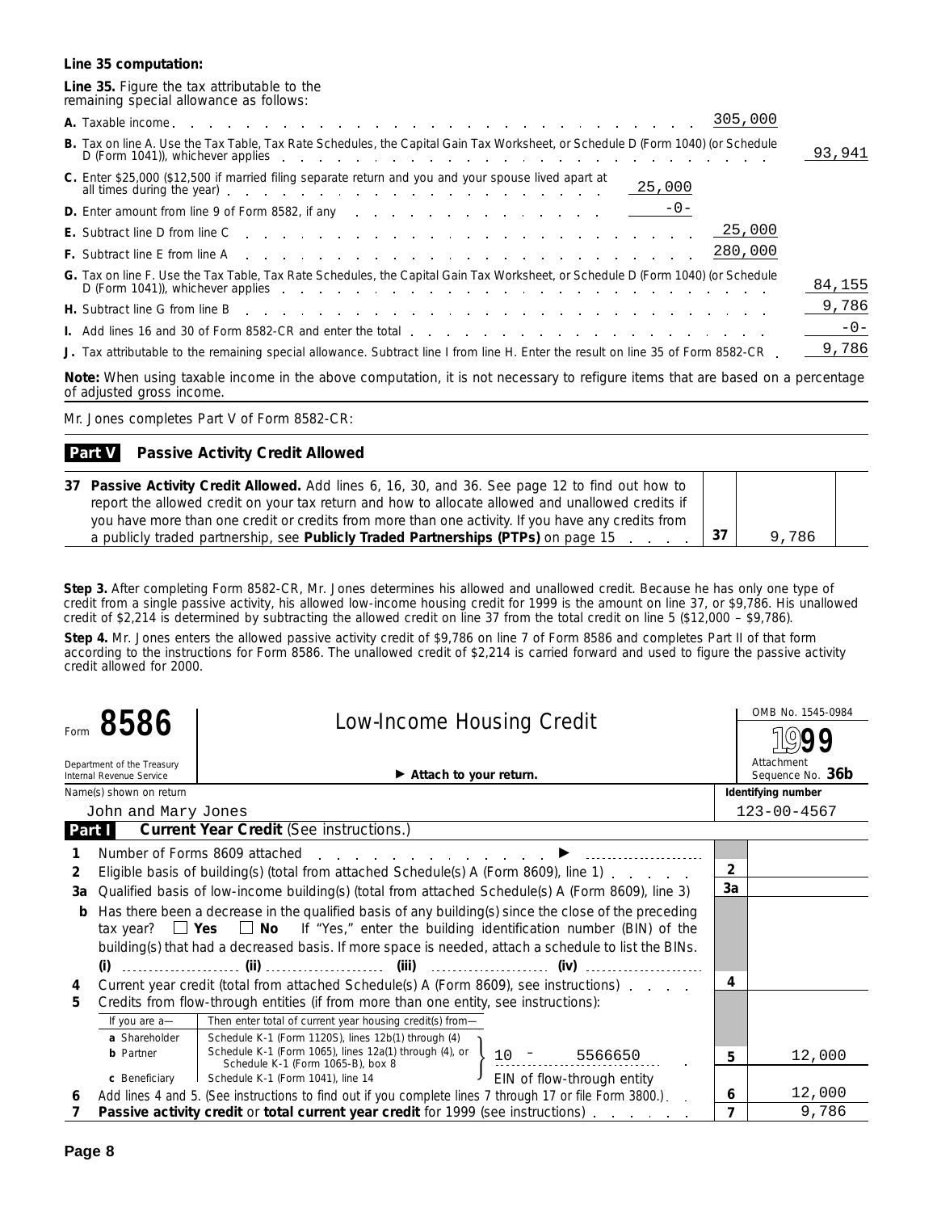**Line 35 computation:**

**Line 35.** Figure the tax attributable to the remaining special allowance as follows:

| | | | |
|---|---|---|---|
| **A.** Taxable income | | 305,000 | |
| **B.** Tax on line A. Use the Tax Table, Tax Rate Schedules, the Capital Gain Tax Worksheet, or Schedule D (Form 1040) (or Schedule D (Form 1041)), whichever applies | | | 93,941 |
| **C.** Enter $25,000 ($12,500 if married filing separate return and you and your spouse lived apart at all times during the year) | 25,000 | | |
| **D.** Enter amount from line 9 of Form 8582, if any | -0- | | |
| **E.** Subtract line D from line C | | 25,000 | |
| **F.** Subtract line E from line A | | 280,000 | |
| **G.** Tax on line F. Use the Tax Table, Tax Rate Schedules, the Capital Gain Tax Worksheet, or Schedule D (Form 1040) (or Schedule D (Form 1041)), whichever applies | | | 84,155 |
| **H.** Subtract line G from line B | | | 9,786 |
| **I.** Add lines 16 and 30 of Form 8582-CR and enter the total | | | -0- |
| **J.** Tax attributable to the remaining special allowance. Subtract line I from line H. Enter the result on line 35 of Form 8582-CR | | | 9,786 |

**Note:** When using taxable income in the above computation, it is not necessary to refigure items that are based on a percentage of adjusted gross income.

Mr. Jones completes Part V of Form 8582-CR:

**Part V — Passive Activity Credit Allowed**

| | | |
|---|---|---|
| **37 Passive Activity Credit Allowed.** Add lines 6, 16, 30, and 36. See page 12 to find out how to report the allowed credit on your tax return and how to allocate allowed and unallowed credits if you have more than one credit or credits from more than one activity. If you have any credits from a publicly traded partnership, see **Publicly Traded Partnerships (PTPs)** on page 15 | 37 | 9,786 |

**Step 3.** After completing Form 8582-CR, Mr. Jones determines his allowed and unallowed credit. Because he has only one type of credit from a single passive activity, his allowed low-income housing credit for 1999 is the amount on line 37, or $9,786. His unallowed credit of $2,214 is determined by subtracting the allowed credit on line 37 from the total credit on line 5 ($12,000 – $9,786).

**Step 4.** Mr. Jones enters the allowed passive activity credit of $9,786 on line 7 of Form 8586 and completes Part II of that form according to the instructions for Form 8586. The unallowed credit of $2,214 is carried forward and used to figure the passive activity credit allowed for 2000.

Form **8586** — **Low-Income Housing Credit** — OMB No. 1545-0984 — **1999**

Department of the Treasury, Internal Revenue Service — ▶ **Attach to your return.** — Attachment Sequence No. **36b**

Name(s) shown on return: John and Mary Jones — **Identifying number:** 123-00-4567

**Part I — Current Year Credit** (See instructions.)

| | | | |
|---|---|---|---|
| **1** | Number of Forms 8609 attached ▶ | | |
| **2** | Eligible basis of building(s) (total from attached Schedule(s) A (Form 8609), line 1) | 2 | |
| **3a** | Qualified basis of low-income building(s) (total from attached Schedule(s) A (Form 8609), line 3) | 3a | |
| **b** | Has there been a decrease in the qualified basis of any building(s) since the close of the preceding tax year? ☐ **Yes** ☐ **No** If "Yes," enter the building identification number (BIN) of the building(s) that had a decreased basis. If more space is needed, attach a schedule to list the BINs. (i) ........ (ii) ........ (iii) ........ (iv) ........ | | |
| **4** | Current year credit (total from attached Schedule(s) A (Form 8609), see instructions) | 4 | |
| **5** | Credits from flow-through entities (if from more than one entity, see instructions): If you are a— **a** Shareholder: Schedule K-1 (Form 1120S), lines 12b(1) through (4); **b** Partner: Schedule K-1 (Form 1065), lines 12a(1) through (4), or Schedule K-1 (Form 1065-B), box 8; **c** Beneficiary: Schedule K-1 (Form 1041), line 14 — Then enter total of current year housing credit(s) from— 10 – 5566650 (EIN of flow-through entity) | 5 | 12,000 |
| **6** | Add lines 4 and 5. (See instructions to find out if you complete lines 7 through 17 or file Form 3800.) | 6 | 12,000 |
| **7** | **Passive activity credit** or **total current year credit** for 1999 (see instructions) | 7 | 9,786 |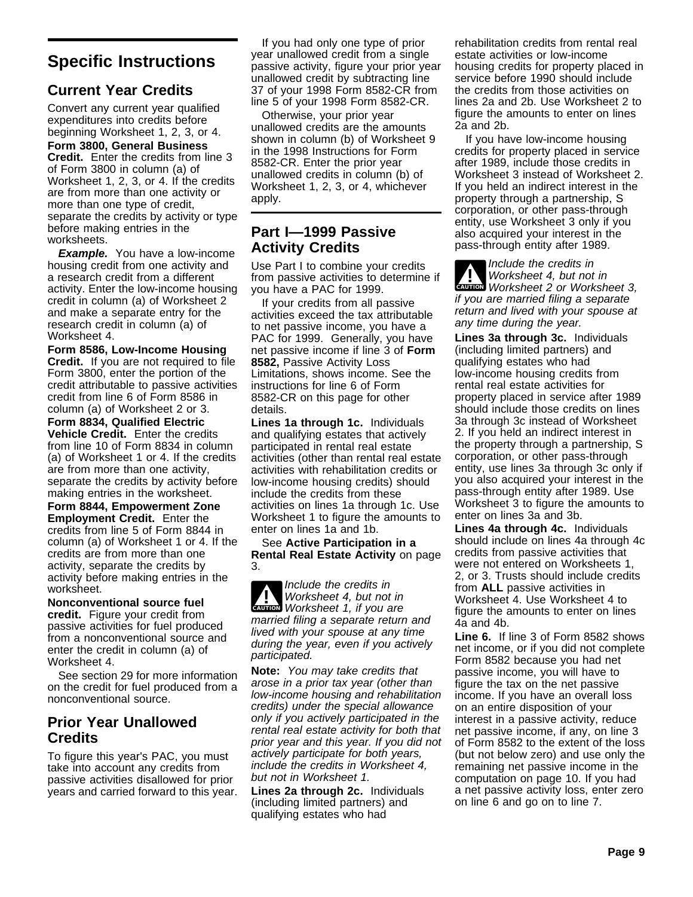## Specific Instructions

### Current Year Credits

Convert any current year qualified expenditures into credits before beginning Worksheet 1, 2, 3, or 4.

**Form 3800, General Business Credit.** Enter the credits from line 3 of Form 3800 in column (a) of Worksheet 1, 2, 3, or 4. If the credits are from more than one activity or more than one type of credit, separate the credits by activity or type before making entries in the worksheets.

***Example.*** You have a low-income housing credit from one activity and a research credit from a different activity. Enter the low-income housing credit in column (a) of Worksheet 2 and make a separate entry for the research credit in column (a) of Worksheet 4.

**Form 8586, Low-Income Housing Credit.** If you are not required to file Form 3800, enter the portion of the credit attributable to passive activities credit from line 6 of Form 8586 in column (a) of Worksheet 2 or 3.

**Form 8834, Qualified Electric Vehicle Credit.** Enter the credits from line 10 of Form 8834 in column (a) of Worksheet 1 or 4. If the credits are from more than one activity, separate the credits by activity before making entries in the worksheet.

**Form 8844, Empowerment Zone Employment Credit.** Enter the credits from line 5 of Form 8844 in column (a) of Worksheet 1 or 4. If the credits are from more than one activity, separate the credits by activity before making entries in the worksheet.

**Nonconventional source fuel credit.** Figure your credit from passive activities for fuel produced from a nonconventional source and enter the credit in column (a) of Worksheet 4.

See section 29 for more information on the credit for fuel produced from a nonconventional source.

### Prior Year Unallowed Credits

To figure this year's PAC, you must take into account any credits from passive activities disallowed for prior years and carried forward to this year.

If you had only one type of prior year unallowed credit from a single passive activity, figure your prior year unallowed credit by subtracting line 37 of your 1998 Form 8582-CR from line 5 of your 1998 Form 8582-CR.

Otherwise, your prior year unallowed credits are the amounts shown in column (b) of Worksheet 9 in the 1998 Instructions for Form 8582-CR. Enter the prior year unallowed credits in column (b) of Worksheet 1, 2, 3, or 4, whichever apply.

## Part I—1999 Passive Activity Credits

Use Part I to combine your credits from passive activities to determine if you have a PAC for 1999.

If your credits from all passive activities exceed the tax attributable to net passive income, you have a PAC for 1999. Generally, you have net passive income if line 3 of **Form 8582,** Passive Activity Loss Limitations, shows income. See the instructions for line 6 of Form 8582-CR on this page for other details.

**Lines 1a through 1c.** Individuals and qualifying estates that actively participated in rental real estate activities (other than rental real estate activities with rehabilitation credits or low-income housing credits) should include the credits from these activities on lines 1a through 1c. Use Worksheet 1 to figure the amounts to enter on lines 1a and 1b.

See **Active Participation in a Rental Real Estate Activity** on page 3.

**CAUTION:** *Include the credits in Worksheet 4, but not in Worksheet 1, if you are married filing a separate return and lived with your spouse at any time during the year, even if you actively participated.*

**Note:** *You may take credits that arose in a prior tax year (other than low-income housing and rehabilitation credits) under the special allowance only if you actively participated in the rental real estate activity for both that prior year and this year. If you did not actively participate for both years, include the credits in Worksheet 4, but not in Worksheet 1.*

**Lines 2a through 2c.** Individuals (including limited partners) and qualifying estates who had rehabilitation credits from rental real estate activities or low-income housing credits for property placed in service before 1990 should include the credits from those activities on lines 2a and 2b. Use Worksheet 2 to figure the amounts to enter on lines 2a and 2b.

If you have low-income housing credits for property placed in service after 1989, include those credits in Worksheet 3 instead of Worksheet 2. If you held an indirect interest in the property through a partnership, S corporation, or other pass-through entity, use Worksheet 3 only if you also acquired your interest in the pass-through entity after 1989.

**CAUTION:** *Include the credits in Worksheet 4, but not in Worksheet 2 or Worksheet 3, if you are married filing a separate return and lived with your spouse at any time during the year.*

**Lines 3a through 3c.** Individuals (including limited partners) and qualifying estates who had low-income housing credits from rental real estate activities for property placed in service after 1989 should include those credits on lines 3a through 3c instead of Worksheet 2. If you held an indirect interest in the property through a partnership, S corporation, or other pass-through entity, use lines 3a through 3c only if you also acquired your interest in the pass-through entity after 1989. Use Worksheet 3 to figure the amounts to enter on lines 3a and 3b.

**Lines 4a through 4c.** Individuals should include on lines 4a through 4c credits from passive activities that were not entered on Worksheets 1, 2, or 3. Trusts should include credits from **ALL** passive activities in Worksheet 4. Use Worksheet 4 to figure the amounts to enter on lines 4a and 4b.

**Line 6.** If line 3 of Form 8582 shows net income, or if you did not complete Form 8582 because you had net passive income, you will have to figure the tax on the net passive income. If you have an overall loss on an entire disposition of your interest in a passive activity, reduce net passive income, if any, on line 3 of Form 8582 to the extent of the loss (but not below zero) and use only the remaining net passive income in the computation on page 10. If you had a net passive activity loss, enter zero on line 6 and go on to line 7.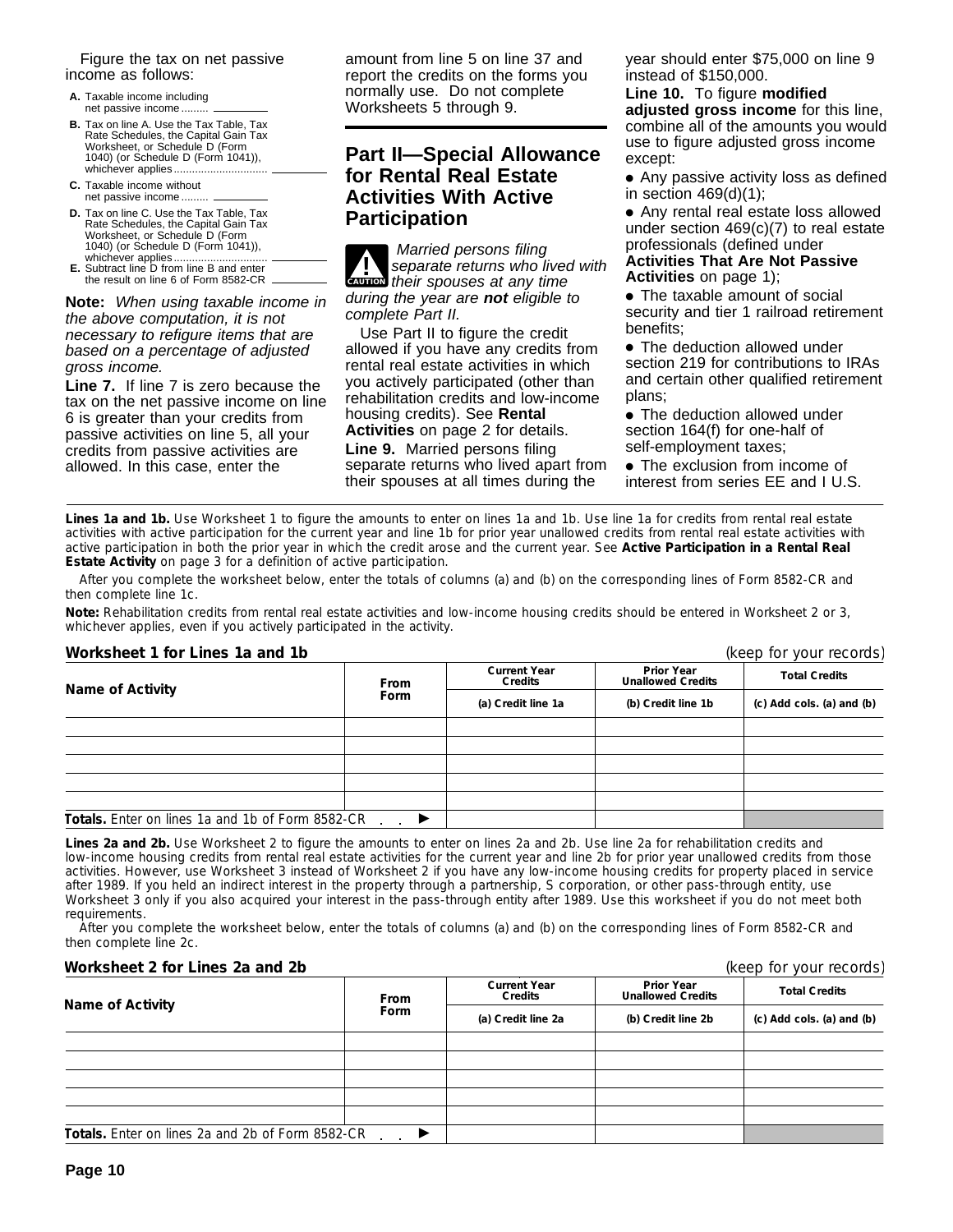Figure the tax on net passive income as follows:

A. Taxable income including net passive income .........

B. Tax on line A. Use the Tax Table, Tax Rate Schedules, the Capital Gain Tax Worksheet, or Schedule D (Form 1040) (or Schedule D (Form 1041)), whichever applies ..............................

C. Taxable income without net passive income .........

D. Tax on line C. Use the Tax Table, Tax Rate Schedules, the Capital Gain Tax Worksheet, or Schedule D (Form 1040) (or Schedule D (Form 1041)), whichever applies ..............................

E. Subtract line D from line B and enter the result on line 6 of Form 8582-CR

**Note:** *When using taxable income in the above computation, it is not necessary to refigure items that are based on a percentage of adjusted gross income.*

**Line 7.** If line 7 is zero because the tax on the net passive income on line 6 is greater than your credits from passive activities on line 5, all your credits from passive activities are allowed. In this case, enter the amount from line 5 on line 37 and report the credits on the forms you normally use. Do not complete Worksheets 5 through 9.

## Part II—Special Allowance for Rental Real Estate Activities With Active Participation

**CAUTION** *Married persons filing separate returns who lived with their spouses at any time during the year are **not** eligible to complete Part II.*

Use Part II to figure the credit allowed if you have any credits from rental real estate activities in which you actively participated (other than rehabilitation credits and low-income housing credits). See **Rental Activities** on page 2 for details.

**Line 9.** Married persons filing separate returns who lived apart from their spouses at all times during the year should enter $75,000 on line 9 instead of $150,000.

**Line 10.** To figure **modified adjusted gross income** for this line, combine all of the amounts you would use to figure adjusted gross income except:

- Any passive activity loss as defined in section 469(d)(1);
- Any rental real estate loss allowed under section 469(c)(7) to real estate professionals (defined under **Activities That Are Not Passive Activities** on page 1);
- The taxable amount of social security and tier 1 railroad retirement benefits;
- The deduction allowed under section 219 for contributions to IRAs and certain other qualified retirement plans;
- The deduction allowed under section 164(f) for one-half of self-employment taxes;
- The exclusion from income of interest from series EE and I U.S.

**Lines 1a and 1b.** Use Worksheet 1 to figure the amounts to enter on lines 1a and 1b. Use line 1a for credits from rental real estate activities with active participation for the current year and line 1b for prior year unallowed credits from rental real estate activities with active participation in both the prior year in which the credit arose and the current year. See **Active Participation in a Rental Real Estate Activity** on page 3 for a definition of active participation.

After you complete the worksheet below, enter the totals of columns (a) and (b) on the corresponding lines of Form 8582-CR and then complete line 1c.

**Note:** Rehabilitation credits from rental real estate activities and low-income housing credits should be entered in Worksheet 2 or 3, whichever applies, even if you actively participated in the activity.

**Worksheet 1 for Lines 1a and 1b** (keep for your records)

| Name of Activity | From Form | Current Year Credits | Prior Year Unallowed Credits | Total Credits |
|---|---|---|---|---|
| | | (a) Credit line 1a | (b) Credit line 1b | (c) Add cols. (a) and (b) |
| | | | | |
| | | | | |
| | | | | |
| | | | | |
| | | | | |
| **Totals.** Enter on lines 1a and 1b of Form 8582-CR . . ▶ | | | | |

**Lines 2a and 2b.** Use Worksheet 2 to figure the amounts to enter on lines 2a and 2b. Use line 2a for rehabilitation credits and low-income housing credits from rental real estate activities for the current year and line 2b for prior year unallowed credits from those activities. However, use Worksheet 3 instead of Worksheet 2 if you have any low-income housing credits for property placed in service after 1989. If you held an indirect interest in the property through a partnership, S corporation, or other pass-through entity, use Worksheet 3 only if you also acquired your interest in the pass-through entity after 1989. Use this worksheet if you do not meet both requirements.

After you complete the worksheet below, enter the totals of columns (a) and (b) on the corresponding lines of Form 8582-CR and then complete line 2c.

**Worksheet 2 for Lines 2a and 2b** (keep for your records)

| Name of Activity | From Form | Current Year Credits | Prior Year Unallowed Credits | Total Credits |
|---|---|---|---|---|
| | | (a) Credit line 2a | (b) Credit line 2b | (c) Add cols. (a) and (b) |
| | | | | |
| | | | | |
| | | | | |
| | | | | |
| | | | | |
| **Totals.** Enter on lines 2a and 2b of Form 8582-CR . . ▶ | | | | |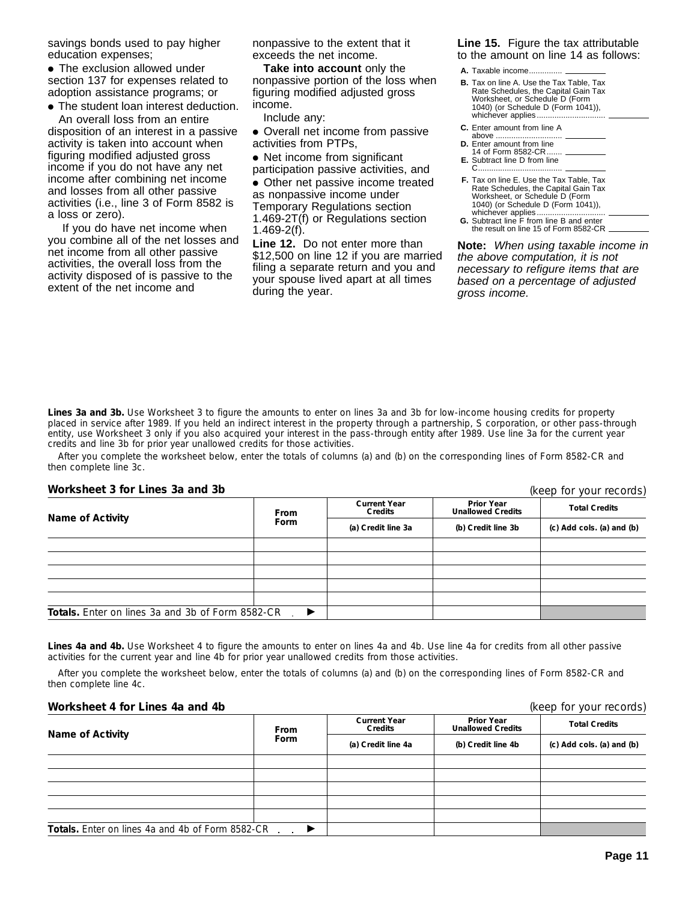savings bonds used to pay higher education expenses;

- The exclusion allowed under section 137 for expenses related to adoption assistance programs; or
- The student loan interest deduction.

An overall loss from an entire disposition of an interest in a passive activity is taken into account when figuring modified adjusted gross income if you do not have any net income after combining net income and losses from all other passive activities (i.e., line 3 of Form 8582 is a loss or zero).

If you do have net income when you combine all of the net losses and net income from all other passive activities, the overall loss from the activity disposed of is passive to the extent of the net income and nonpassive to the extent that it exceeds the net income.

**Take into account** only the nonpassive portion of the loss when figuring modified adjusted gross income.

Include any:

- Overall net income from passive activities from PTPs,
- Net income from significant participation passive activities, and
- Other net passive income treated as nonpassive income under Temporary Regulations section 1.469-2T(f) or Regulations section 1.469-2(f).

**Line 12.** Do not enter more than $12,500 on line 12 if you are married filing a separate return and you and your spouse lived apart at all times during the year.

**Line 15.** Figure the tax attributable to the amount on line 14 as follows:

**A.** Taxable income ______

**B.** Tax on line A. Use the Tax Table, Tax Rate Schedules, the Capital Gain Tax Worksheet, or Schedule D (Form 1040) (or Schedule D (Form 1041)), whichever applies ______

**C.** Enter amount from line A above ______

**D.** Enter amount from line 14 of Form 8582-CR ______

**E.** Subtract line D from line C ______

**F.** Tax on line E. Use the Tax Table, Tax Rate Schedules, the Capital Gain Tax Worksheet, or Schedule D (Form 1040) (or Schedule D (Form 1041)), whichever applies ______

**G.** Subtract line F from line B and enter the result on line 15 of Form 8582-CR ______

**Note:** *When using taxable income in the above computation, it is not necessary to refigure items that are based on a percentage of adjusted gross income.*

**Lines 3a and 3b.** Use Worksheet 3 to figure the amounts to enter on lines 3a and 3b for low-income housing credits for property placed in service after 1989. If you held an indirect interest in the property through a partnership, S corporation, or other pass-through entity, use Worksheet 3 only if you also acquired your interest in the pass-through entity after 1989. Use line 3a for the current year credits and line 3b for prior year unallowed credits for those activities.

After you complete the worksheet below, enter the totals of columns (a) and (b) on the corresponding lines of Form 8582-CR and then complete line 3c.

### Worksheet 3 for Lines 3a and 3b
(keep for your records)

| Name of Activity | From Form | Current Year Credits | Prior Year Unallowed Credits | Total Credits |
|---|---|---|---|---|
| | | (a) Credit line 3a | (b) Credit line 3b | (c) Add cols. (a) and (b) |
| | | | | |
| | | | | |
| | | | | |
| | | | | |
| | | | | |
| **Totals.** Enter on lines 3a and 3b of Form 8582-CR ▶ | | | | |

**Lines 4a and 4b.** Use Worksheet 4 to figure the amounts to enter on lines 4a and 4b. Use line 4a for credits from all other passive activities for the current year and line 4b for prior year unallowed credits from those activities.

After you complete the worksheet below, enter the totals of columns (a) and (b) on the corresponding lines of Form 8582-CR and then complete line 4c.

### Worksheet 4 for Lines 4a and 4b
(keep for your records)

| Name of Activity | From Form | Current Year Credits | Prior Year Unallowed Credits | Total Credits |
|---|---|---|---|---|
| | | (a) Credit line 4a | (b) Credit line 4b | (c) Add cols. (a) and (b) |
| | | | | |
| | | | | |
| | | | | |
| | | | | |
| | | | | |
| **Totals.** Enter on lines 4a and 4b of Form 8582-CR ▶ | | | | |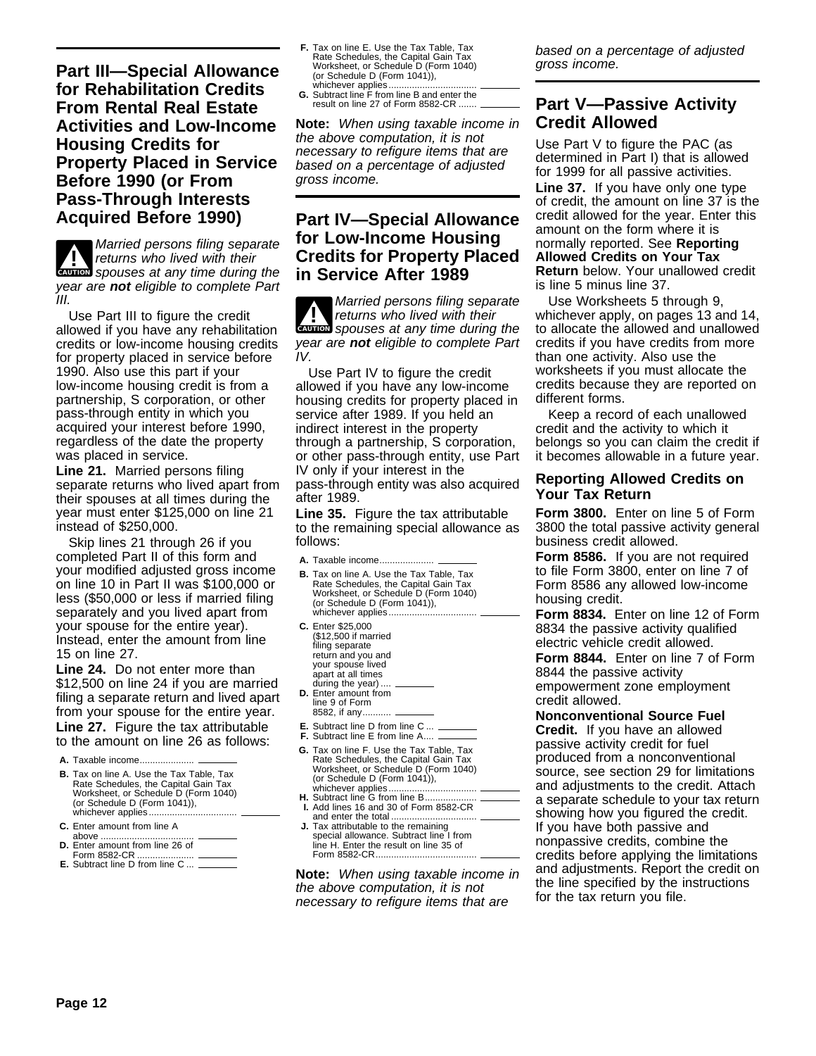## Part III—Special Allowance for Rehabilitation Credits From Rental Real Estate Activities and Low-Income Housing Credits for Property Placed in Service Before 1990 (or From Pass-Through Interests Acquired Before 1990)

**CAUTION** *Married persons filing separate returns who lived with their spouses at any time during the year are **not** eligible to complete Part III.*

Use Part III to figure the credit allowed if you have any rehabilitation credits or low-income housing credits for property placed in service before 1990. Also use this part if your low-income housing credit is from a partnership, S corporation, or other pass-through entity in which you acquired your interest before 1990, regardless of the date the property was placed in service.

**Line 21.** Married persons filing separate returns who lived apart from their spouses at all times during the year must enter $125,000 on line 21 instead of $250,000.

Skip lines 21 through 26 if you completed Part II of this form and your modified adjusted gross income on line 10 in Part II was $100,000 or less ($50,000 or less if married filing separately and you lived apart from your spouse for the entire year). Instead, enter the amount from line 15 on line 27.

**Line 24.** Do not enter more than $12,500 on line 24 if you are married filing a separate return and lived apart from your spouse for the entire year.

**Line 27.** Figure the tax attributable to the amount on line 26 as follows:

**A.** Taxable income ____

**B.** Tax on line A. Use the Tax Table, Tax Rate Schedules, the Capital Gain Tax Worksheet, or Schedule D (Form 1040) (or Schedule D (Form 1041)), whichever applies ____

**C.** Enter amount from line A above ____

**D.** Enter amount from line 26 of Form 8582-CR ____

**E.** Subtract line D from line C ____

**F.** Tax on line E. Use the Tax Table, Tax Rate Schedules, the Capital Gain Tax Worksheet, or Schedule D (Form 1040) (or Schedule D (Form 1041)), whichever applies ____

**G.** Subtract line F from line B and enter the result on line 27 of Form 8582-CR ____

**Note:** *When using taxable income in the above computation, it is not necessary to refigure items that are based on a percentage of adjusted gross income.*

## Part IV—Special Allowance for Low-Income Housing Credits for Property Placed in Service After 1989

**CAUTION** *Married persons filing separate returns who lived with their spouses at any time during the year are **not** eligible to complete Part IV.*

Use Part IV to figure the credit allowed if you have any low-income housing credits for property placed in service after 1989. If you held an indirect interest in the property through a partnership, S corporation, or other pass-through entity, use Part IV only if your interest in the pass-through entity was also acquired after 1989.

**Line 35.** Figure the tax attributable to the remaining special allowance as follows:

**A.** Taxable income ____

**B.** Tax on line A. Use the Tax Table, Tax Rate Schedules, the Capital Gain Tax Worksheet, or Schedule D (Form 1040) (or Schedule D (Form 1041)), whichever applies ____

**C.** Enter $25,000 ($12,500 if married filing separate return and you and your spouse lived apart at all times during the year) ____

**D.** Enter amount from line 9 of Form 8582, if any ____

**E.** Subtract line D from line C ____

**F.** Subtract line E from line A ____

**G.** Tax on line F. Use the Tax Table, Tax Rate Schedules, the Capital Gain Tax Worksheet, or Schedule D (Form 1040) (or Schedule D (Form 1041)), whichever applies ____

**H.** Subtract line G from line B ____

**I.** Add lines 16 and 30 of Form 8582-CR and enter the total ____

**J.** Tax attributable to the remaining special allowance. Subtract line I from line H. Enter the result on line 35 of Form 8582-CR ____

**Note:** *When using taxable income in the above computation, it is not necessary to refigure items that are based on a percentage of adjusted gross income.*

## Part V—Passive Activity Credit Allowed

Use Part V to figure the PAC (as determined in Part I) that is allowed for 1999 for all passive activities.

**Line 37.** If you have only one type of credit, the amount on line 37 is the credit allowed for the year. Enter this amount on the form where it is normally reported. See **Reporting Allowed Credits on Your Tax Return** below. Your unallowed credit is line 5 minus line 37.

Use Worksheets 5 through 9, whichever apply, on pages 13 and 14, to allocate the allowed and unallowed credits if you have credits from more than one activity. Also use the worksheets if you must allocate the credits because they are reported on different forms.

Keep a record of each unallowed credit and the activity to which it belongs so you can claim the credit if it becomes allowable in a future year.

### Reporting Allowed Credits on Your Tax Return

**Form 3800.** Enter on line 5 of Form 3800 the total passive activity general business credit allowed.

**Form 8586.** If you are not required to file Form 3800, enter on line 7 of Form 8586 any allowed low-income housing credit.

**Form 8834.** Enter on line 12 of Form 8834 the passive activity qualified electric vehicle credit allowed.

**Form 8844.** Enter on line 7 of Form 8844 the passive activity empowerment zone employment credit allowed.

**Nonconventional Source Fuel Credit.** If you have an allowed passive activity credit for fuel produced from a nonconventional source, see section 29 for limitations and adjustments to the credit. Attach a separate schedule to your tax return showing how you figured the credit. If you have both passive and nonpassive credits, combine the credits before applying the limitations and adjustments. Report the credit on the line specified by the instructions for the tax return you file.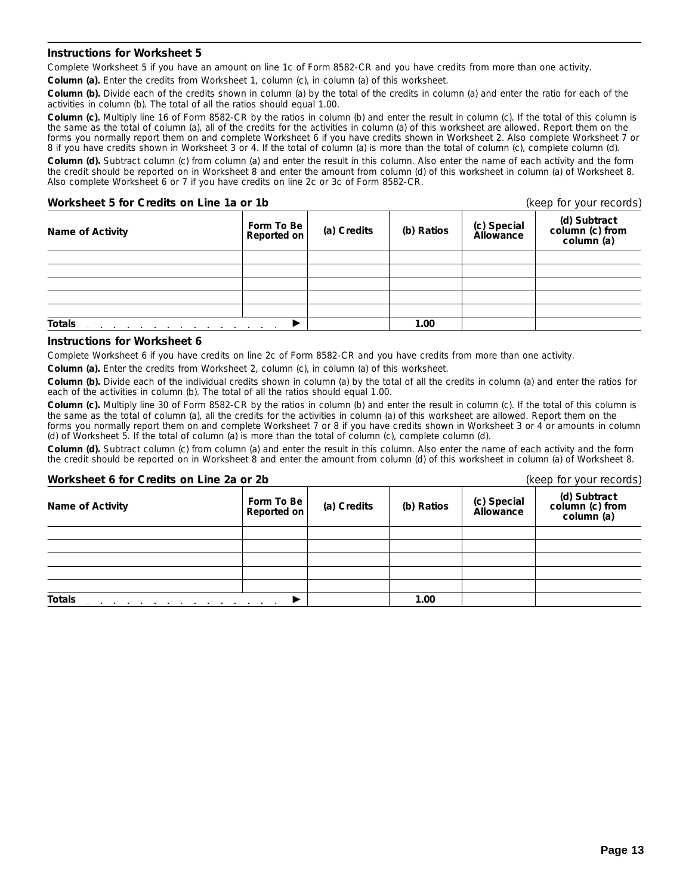### Instructions for Worksheet 5

Complete Worksheet 5 if you have an amount on line 1c of Form 8582-CR and you have credits from more than one activity.

**Column (a).** Enter the credits from Worksheet 1, column (c), in column (a) of this worksheet.

**Column (b).** Divide each of the credits shown in column (a) by the total of the credits in column (a) and enter the ratio for each of the activities in column (b). The total of all the ratios should equal 1.00.

**Column (c).** Multiply line 16 of Form 8582-CR by the ratios in column (b) and enter the result in column (c). If the total of this column is the same as the total of column (a), all of the credits for the activities in column (a) of this worksheet are allowed. Report them on the forms you normally report them on and complete Worksheet 6 if you have credits shown in Worksheet 2. Also complete Worksheet 7 or 8 if you have credits shown in Worksheet 3 or 4. If the total of column (a) is more than the total of column (c), complete column (d).

**Column (d).** Subtract column (c) from column (a) and enter the result in this column. Also enter the name of each activity and the form the credit should be reported on in Worksheet 8 and enter the amount from column (d) of this worksheet in column (a) of Worksheet 8. Also complete Worksheet 6 or 7 if you have credits on line 2c or 3c of Form 8582-CR.

**Worksheet 5 for Credits on Line 1a or 1b** (keep for your records)

| Name of Activity | Form To Be Reported on | (a) Credits | (b) Ratios | (c) Special Allowance | (d) Subtract column (c) from column (a) |
|---|---|---|---|---|---|
| | | | | | |
| | | | | | |
| | | | | | |
| | | | | | |
| | | | | | |
| **Totals** . . . . . . . . . . . . . . . . ▶ | | | 1.00 | | |

### Instructions for Worksheet 6

Complete Worksheet 6 if you have credits on line 2c of Form 8582-CR and you have credits from more than one activity.

**Column (a).** Enter the credits from Worksheet 2, column (c), in column (a) of this worksheet.

**Column (b).** Divide each of the individual credits shown in column (a) by the total of all the credits in column (a) and enter the ratios for each of the activities in column (b). The total of all the ratios should equal 1.00.

**Column (c).** Multiply line 30 of Form 8582-CR by the ratios in column (b) and enter the result in column (c). If the total of this column is the same as the total of column (a), all the credits for the activities in column (a) of this worksheet are allowed. Report them on the forms you normally report them on and complete Worksheet 7 or 8 if you have credits shown in Worksheet 3 or 4 or amounts in column (d) of Worksheet 5. If the total of column (a) is more than the total of column (c), complete column (d).

**Column (d).** Subtract column (c) from column (a) and enter the result in this column. Also enter the name of each activity and the form the credit should be reported on in Worksheet 8 and enter the amount from column (d) of this worksheet in column (a) of Worksheet 8.

**Worksheet 6 for Credits on Line 2a or 2b** (keep for your records)

| Name of Activity | Form To Be Reported on | (a) Credits | (b) Ratios | (c) Special Allowance | (d) Subtract column (c) from column (a) |
|---|---|---|---|---|---|
| | | | | | |
| | | | | | |
| | | | | | |
| | | | | | |
| | | | | | |
| **Totals** . . . . . . . . . . . . . . . . ▶ | | | 1.00 | | |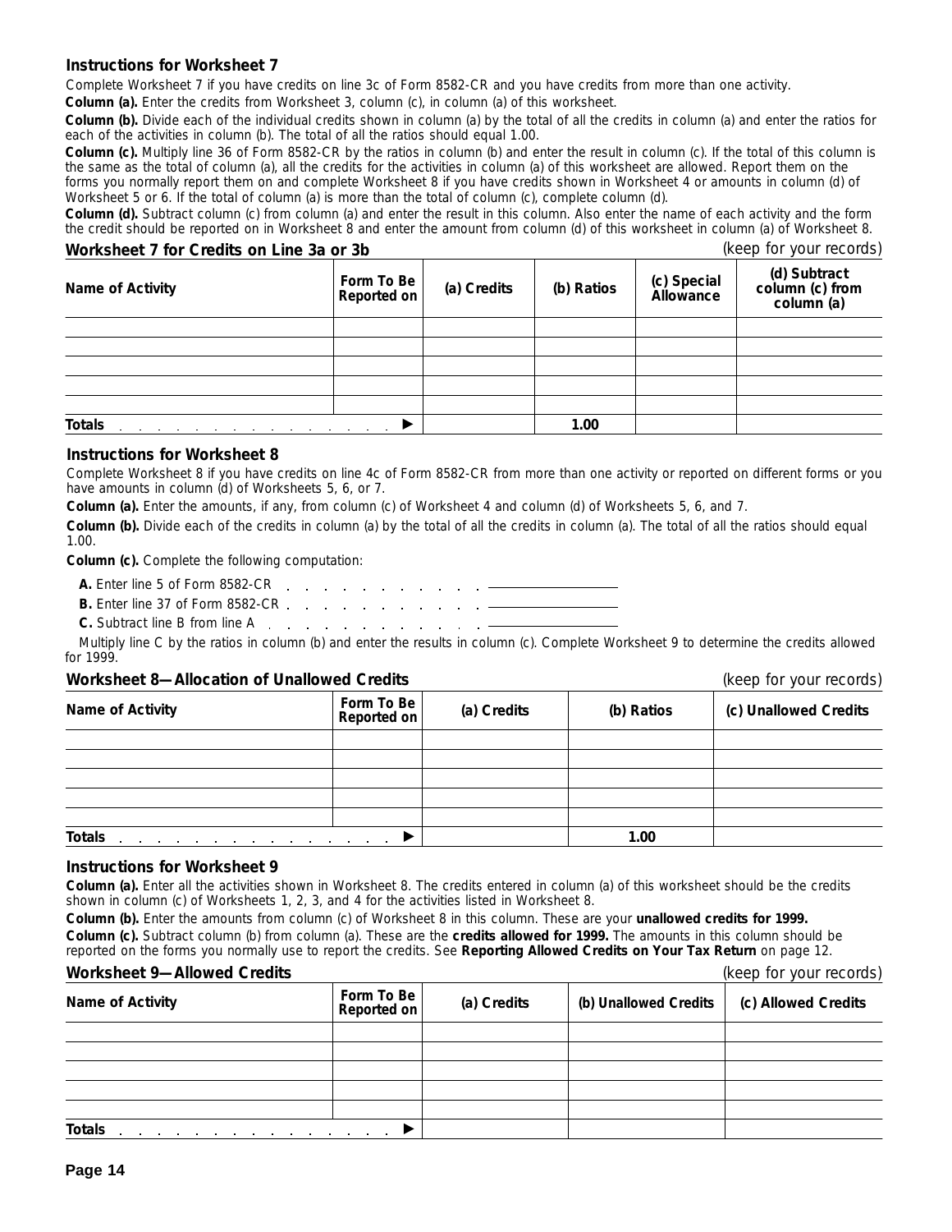### Instructions for Worksheet 7

Complete Worksheet 7 if you have credits on line 3c of Form 8582-CR and you have credits from more than one activity.

**Column (a).** Enter the credits from Worksheet 3, column (c), in column (a) of this worksheet.

**Column (b).** Divide each of the individual credits shown in column (a) by the total of all the credits in column (a) and enter the ratios for each of the activities in column (b). The total of all the ratios should equal 1.00.

**Column (c).** Multiply line 36 of Form 8582-CR by the ratios in column (b) and enter the result in column (c). If the total of this column is the same as the total of column (a), all the credits for the activities in column (a) of this worksheet are allowed. Report them on the forms you normally report them on and complete Worksheet 8 if you have credits shown in Worksheet 4 or amounts in column (d) of Worksheet 5 or 6. If the total of column (a) is more than the total of column (c), complete column (d).

**Column (d).** Subtract column (c) from column (a) and enter the result in this column. Also enter the name of each activity and the form the credit should be reported on in Worksheet 8 and enter the amount from column (d) of this worksheet in column (a) of Worksheet 8.

### Worksheet 7 for Credits on Line 3a or 3b

*(keep for your records)*

| Name of Activity | Form To Be Reported on | (a) Credits | (b) Ratios | (c) Special Allowance | (d) Subtract column (c) from column (a) |
|---|---|---|---|---|---|
| | | | | | |
| | | | | | |
| | | | | | |
| | | | | | |
| | | | | | |
| **Totals** ▶ | | | 1.00 | | |

### Instructions for Worksheet 8

Complete Worksheet 8 if you have credits on line 4c of Form 8582-CR from more than one activity or reported on different forms or you have amounts in column (d) of Worksheets 5, 6, or 7.

**Column (a).** Enter the amounts, if any, from column (c) of Worksheet 4 and column (d) of Worksheets 5, 6, and 7.

**Column (b).** Divide each of the credits in column (a) by the total of all the credits in column (a). The total of all the ratios should equal 1.00.

**Column (c).** Complete the following computation:

**A.** Enter line 5 of Form 8582-CR . . . . . . . . . . . . \_\_\_\_\_\_\_\_\_\_

**B.** Enter line 37 of Form 8582-CR . . . . . . . . . . . . \_\_\_\_\_\_\_\_\_\_

**C.** Subtract line B from line A . . . . . . . . . . . . \_\_\_\_\_\_\_\_\_\_

Multiply line C by the ratios in column (b) and enter the results in column (c). Complete Worksheet 9 to determine the credits allowed for 1999.

### Worksheet 8—Allocation of Unallowed Credits

*(keep for your records)*

| Name of Activity | Form To Be Reported on | (a) Credits | (b) Ratios | (c) Unallowed Credits |
|---|---|---|---|---|
| | | | | |
| | | | | |
| | | | | |
| | | | | |
| | | | | |
| **Totals** ▶ | | | 1.00 | |

### Instructions for Worksheet 9

**Column (a).** Enter all the activities shown in Worksheet 8. The credits entered in column (a) of this worksheet should be the credits shown in column (c) of Worksheets 1, 2, 3, and 4 for the activities listed in Worksheet 8.

**Column (b).** Enter the amounts from column (c) of Worksheet 8 in this column. These are your **unallowed credits for 1999.**

**Column (c).** Subtract column (b) from column (a). These are the **credits allowed for 1999.** The amounts in this column should be reported on the forms you normally use to report the credits. See **Reporting Allowed Credits on Your Tax Return** on page 12.

### Worksheet 9—Allowed Credits

*(keep for your records)*

| Name of Activity | Form To Be Reported on | (a) Credits | (b) Unallowed Credits | (c) Allowed Credits |
|---|---|---|---|---|
| | | | | |
| | | | | |
| | | | | |
| | | | | |
| | | | | |
| **Totals** ▶ | | | | |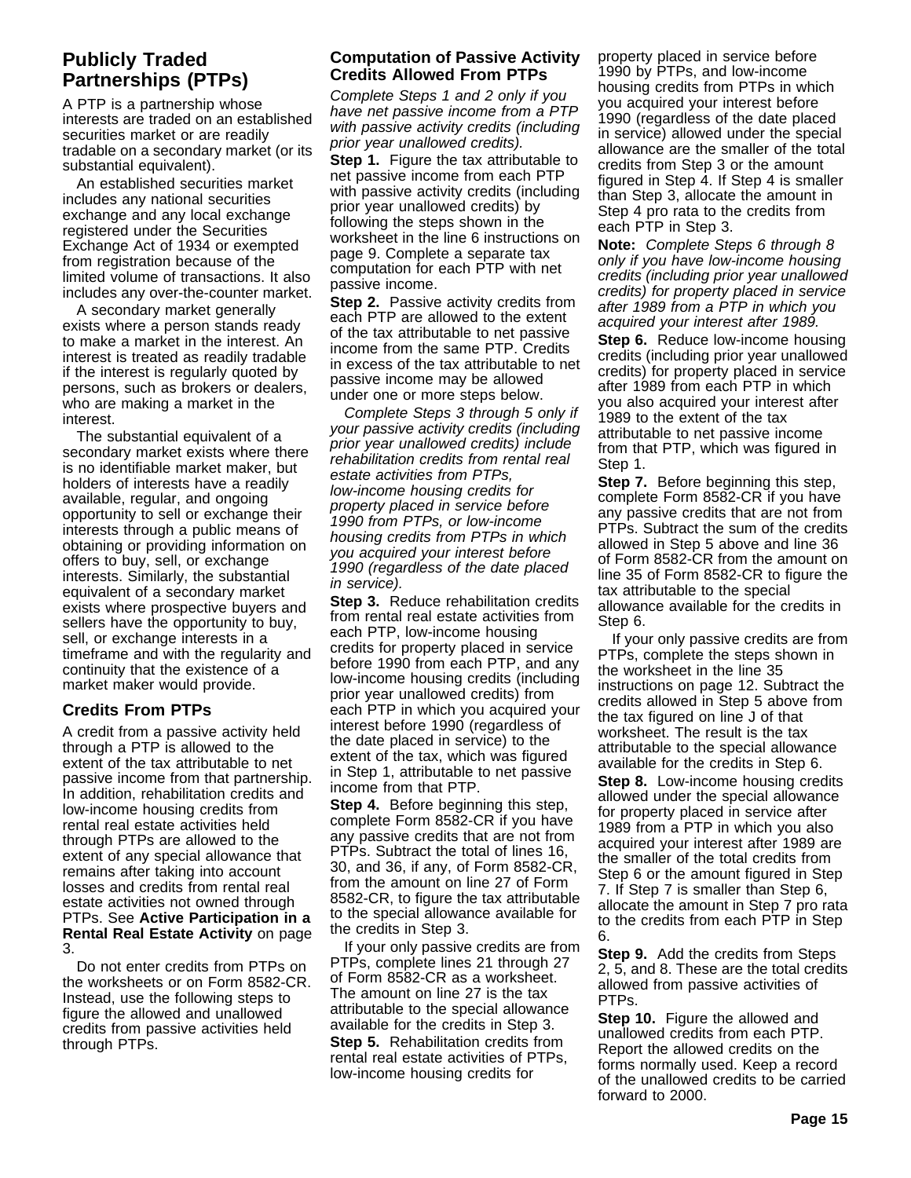## Publicly Traded Partnerships (PTPs)

A PTP is a partnership whose interests are traded on an established securities market or are readily tradable on a secondary market (or its substantial equivalent).

An established securities market includes any national securities exchange and any local exchange registered under the Securities Exchange Act of 1934 or exempted from registration because of the limited volume of transactions. It also includes any over-the-counter market.

A secondary market generally exists where a person stands ready to make a market in the interest. An interest is treated as readily tradable if the interest is regularly quoted by persons, such as brokers or dealers, who are making a market in the interest.

The substantial equivalent of a secondary market exists where there is no identifiable market maker, but holders of interests have a readily available, regular, and ongoing opportunity to sell or exchange their interests through a public means of obtaining or providing information on offers to buy, sell, or exchange interests. Similarly, the substantial equivalent of a secondary market exists where prospective buyers and sellers have the opportunity to buy, sell, or exchange interests in a timeframe and with the regularity and continuity that the existence of a market maker would provide.

### Credits From PTPs

A credit from a passive activity held through a PTP is allowed to the extent of the tax attributable to net passive income from that partnership. In addition, rehabilitation credits and low-income housing credits from rental real estate activities held through PTPs are allowed to the extent of any special allowance that remains after taking into account losses and credits from rental real estate activities not owned through PTPs. See **Active Participation in a Rental Real Estate Activity** on page 3.

Do not enter credits from PTPs on the worksheets or on Form 8582-CR. Instead, use the following steps to figure the allowed and unallowed credits from passive activities held through PTPs.

### Computation of Passive Activity Credits Allowed From PTPs

*Complete Steps 1 and 2 only if you have net passive income from a PTP with passive activity credits (including prior year unallowed credits).*

**Step 1.** Figure the tax attributable to net passive income from each PTP with passive activity credits (including prior year unallowed credits) by following the steps shown in the worksheet in the line 6 instructions on page 9. Complete a separate tax computation for each PTP with net passive income.

**Step 2.** Passive activity credits from each PTP are allowed to the extent of the tax attributable to net passive income from the same PTP. Credits in excess of the tax attributable to net passive income may be allowed under one or more steps below.

*Complete Steps 3 through 5 only if your passive activity credits (including prior year unallowed credits) include rehabilitation credits from rental real estate activities from PTPs, low-income housing credits for property placed in service before 1990 from PTPs, or low-income housing credits from PTPs in which you acquired your interest before 1990 (regardless of the date placed in service).*

**Step 3.** Reduce rehabilitation credits from rental real estate activities from each PTP, low-income housing credits for property placed in service before 1990 from each PTP, and any low-income housing credits (including prior year unallowed credits) from each PTP in which you acquired your interest before 1990 (regardless of the date placed in service) to the extent of the tax, which was figured in Step 1, attributable to net passive income from that PTP.

**Step 4.** Before beginning this step, complete Form 8582-CR if you have any passive credits that are not from PTPs. Subtract the total of lines 16, 30, and 36, if any, of Form 8582-CR, from the amount on line 27 of Form 8582-CR, to figure the tax attributable to the special allowance available for the credits in Step 3.

If your only passive credits are from PTPs, complete lines 21 through 27 of Form 8582-CR as a worksheet. The amount on line 27 is the tax attributable to the special allowance available for the credits in Step 3.

**Step 5.** Rehabilitation credits from rental real estate activities of PTPs, low-income housing credits for property placed in service before 1990 by PTPs, and low-income housing credits from PTPs in which you acquired your interest before 1990 (regardless of the date placed in service) allowed under the special allowance are the smaller of the total credits from Step 3 or the amount figured in Step 4. If Step 4 is smaller than Step 3, allocate the amount in Step 4 pro rata to the credits from each PTP in Step 3.

**Note:** *Complete Steps 6 through 8 only if you have low-income housing credits (including prior year unallowed credits) for property placed in service after 1989 from a PTP in which you acquired your interest after 1989.*

**Step 6.** Reduce low-income housing credits (including prior year unallowed credits) for property placed in service after 1989 from each PTP in which you also acquired your interest after 1989 to the extent of the tax attributable to net passive income from that PTP, which was figured in Step 1.

**Step 7.** Before beginning this step, complete Form 8582-CR if you have any passive credits that are not from PTPs. Subtract the sum of the credits allowed in Step 5 above and line 36 of Form 8582-CR from the amount on line 35 of Form 8582-CR to figure the tax attributable to the special allowance available for the credits in Step 6.

If your only passive credits are from PTPs, complete the steps shown in the worksheet in the line 35 instructions on page 12. Subtract the credits allowed in Step 5 above from the tax figured on line J of that worksheet. The result is the tax attributable to the special allowance available for the credits in Step 6.

**Step 8.** Low-income housing credits allowed under the special allowance for property placed in service after 1989 from a PTP in which you also acquired your interest after 1989 are the smaller of the total credits from Step 6 or the amount figured in Step 7. If Step 7 is smaller than Step 6, allocate the amount in Step 7 pro rata to the credits from each PTP in Step 6.

**Step 9.** Add the credits from Steps 2, 5, and 8. These are the total credits allowed from passive activities of PTPs.

**Step 10.** Figure the allowed and unallowed credits from each PTP. Report the allowed credits on the forms normally used. Keep a record of the unallowed credits to be carried forward to 2000.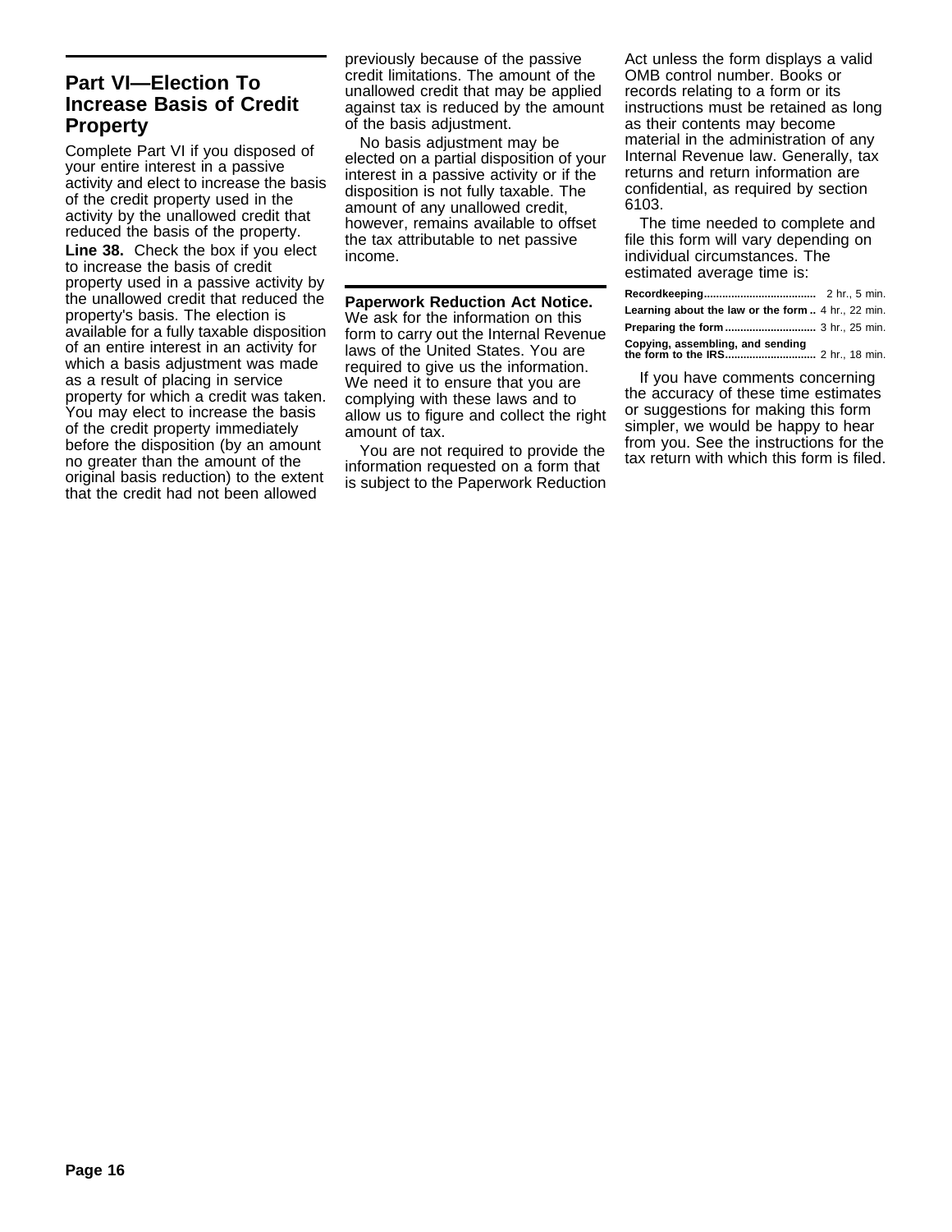## Part VI—Election To Increase Basis of Credit Property

Complete Part VI if you disposed of your entire interest in a passive activity and elect to increase the basis of the credit property used in the activity by the unallowed credit that reduced the basis of the property.

**Line 38.** Check the box if you elect to increase the basis of credit property used in a passive activity by the unallowed credit that reduced the property's basis. The election is available for a fully taxable disposition of an entire interest in an activity for which a basis adjustment was made as a result of placing in service property for which a credit was taken. You may elect to increase the basis of the credit property immediately before the disposition (by an amount no greater than the amount of the original basis reduction) to the extent that the credit had not been allowed previously because of the passive credit limitations. The amount of the unallowed credit that may be applied against tax is reduced by the amount of the basis adjustment.

No basis adjustment may be elected on a partial disposition of your interest in a passive activity or if the disposition is not fully taxable. The amount of any unallowed credit, however, remains available to offset the tax attributable to net passive income.

**Paperwork Reduction Act Notice.** We ask for the information on this form to carry out the Internal Revenue laws of the United States. You are required to give us the information. We need it to ensure that you are complying with these laws and to allow us to figure and collect the right amount of tax.

You are not required to provide the information requested on a form that is subject to the Paperwork Reduction Act unless the form displays a valid OMB control number. Books or records relating to a form or its instructions must be retained as long as their contents may become material in the administration of any Internal Revenue law. Generally, tax returns and return information are confidential, as required by section 6103.

The time needed to complete and file this form will vary depending on individual circumstances. The estimated average time is:

| | |
|---|---|
| **Recordkeeping** | 2 hr., 5 min. |
| **Learning about the law or the form** | 4 hr., 22 min. |
| **Preparing the form** | 3 hr., 25 min. |
| **Copying, assembling, and sending the form to the IRS** | 2 hr., 18 min. |

If you have comments concerning the accuracy of these time estimates or suggestions for making this form simpler, we would be happy to hear from you. See the instructions for the tax return with which this form is filed.